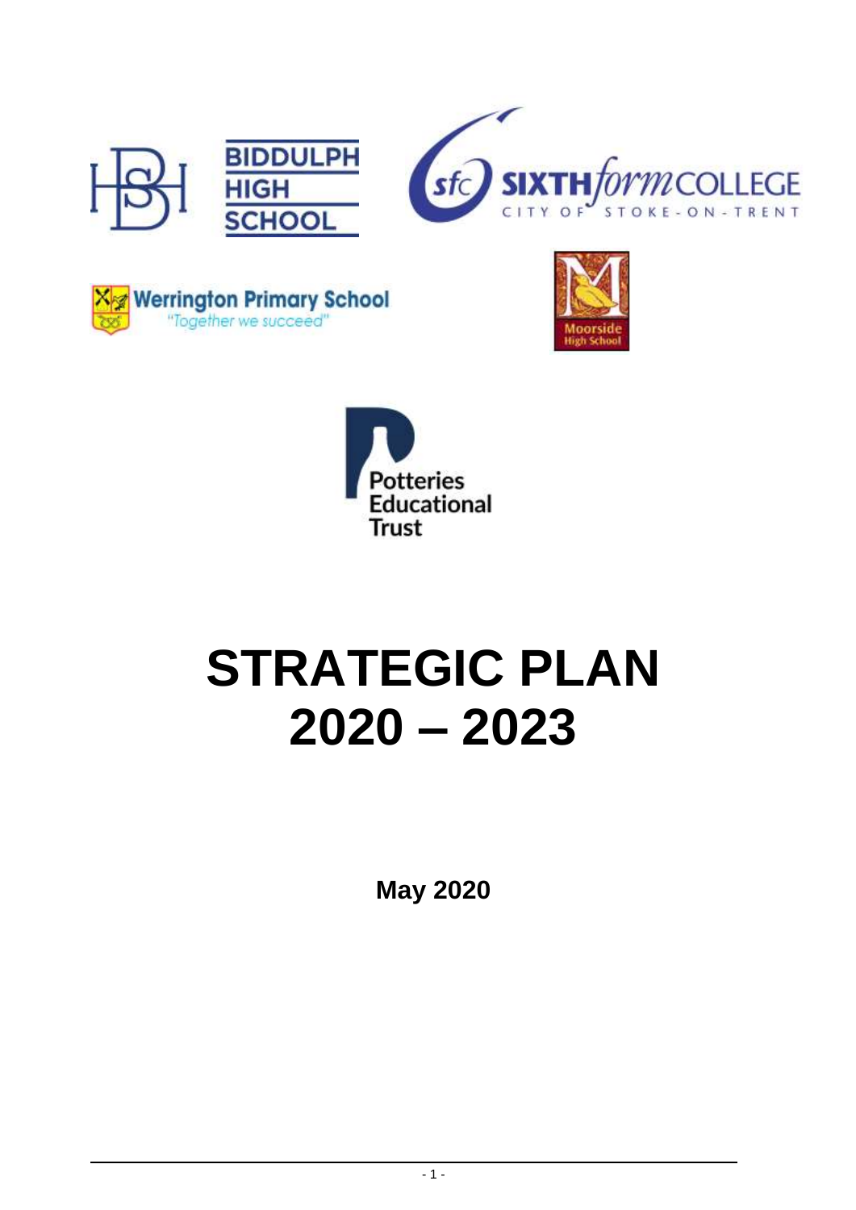BIDDULPH HIGH SCHOOL

SIXTH form COLLEGE CITY OF STOKE-ON-TRENT

Werrington Primary School
"Together we succeed"

Moorside High School

Potteries Educational Trust

# STRATEGIC PLAN 2020 – 2023

**May 2020**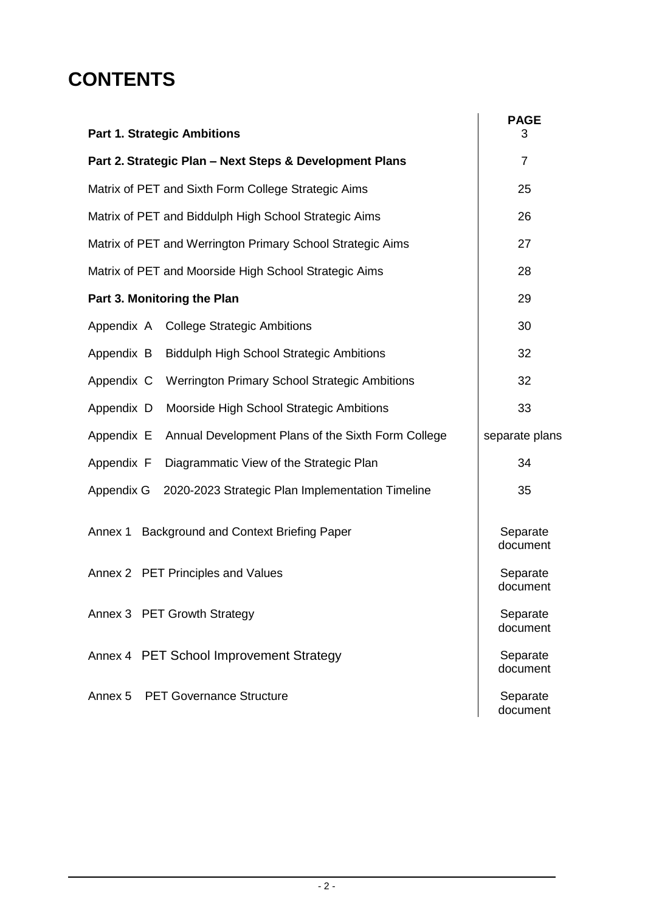# CONTENTS

| | PAGE |
|---|---|
| **Part 1. Strategic Ambitions** | 3 |
| **Part 2. Strategic Plan – Next Steps & Development Plans** | 7 |
| Matrix of PET and Sixth Form College Strategic Aims | 25 |
| Matrix of PET and Biddulph High School Strategic Aims | 26 |
| Matrix of PET and Werrington Primary School Strategic Aims | 27 |
| Matrix of PET and Moorside High School Strategic Aims | 28 |
| **Part 3. Monitoring the Plan** | 29 |
| Appendix A College Strategic Ambitions | 30 |
| Appendix B Biddulph High School Strategic Ambitions | 32 |
| Appendix C Werrington Primary School Strategic Ambitions | 32 |
| Appendix D Moorside High School Strategic Ambitions | 33 |
| Appendix E Annual Development Plans of the Sixth Form College | separate plans |
| Appendix F Diagrammatic View of the Strategic Plan | 34 |
| Appendix G 2020-2023 Strategic Plan Implementation Timeline | 35 |
| Annex 1 Background and Context Briefing Paper | Separate document |
| Annex 2 PET Principles and Values | Separate document |
| Annex 3 PET Growth Strategy | Separate document |
| Annex 4 PET School Improvement Strategy | Separate document |
| Annex 5 PET Governance Structure | Separate document |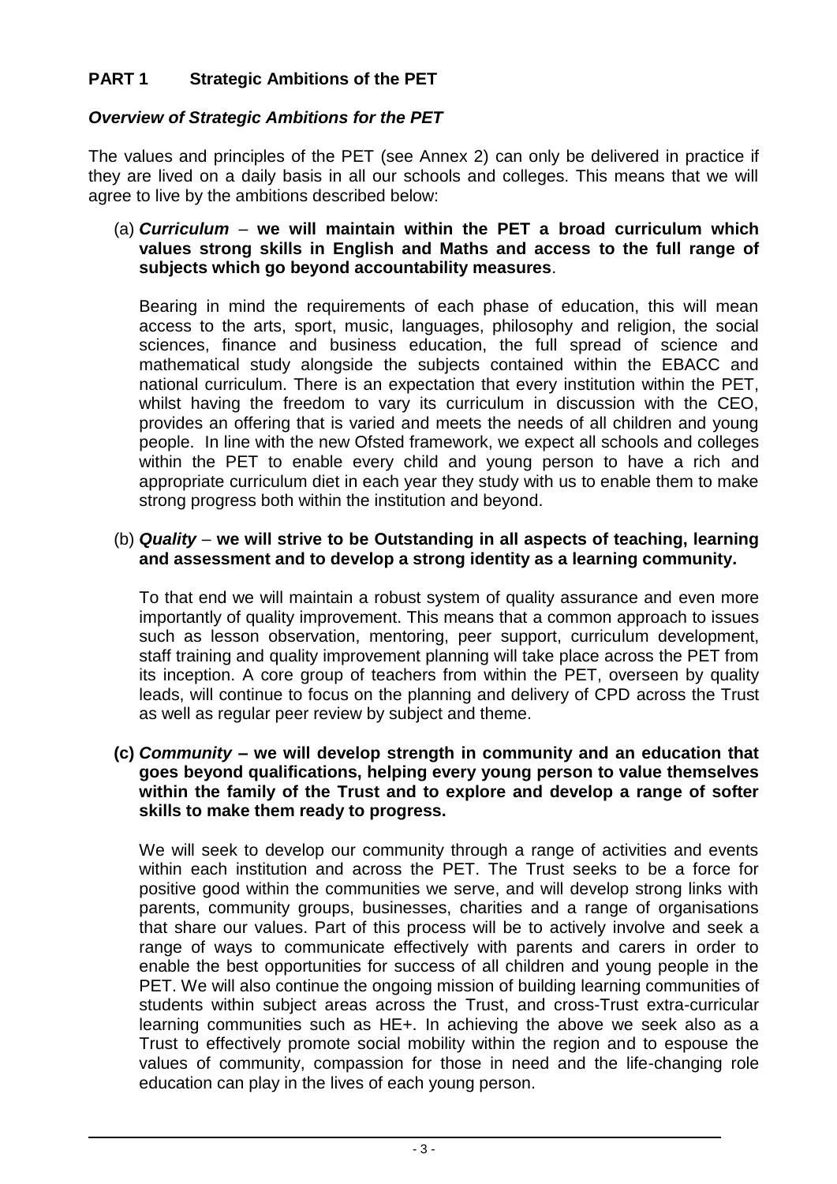## PART 1 Strategic Ambitions of the PET

### *Overview of Strategic Ambitions for the PET*

The values and principles of the PET (see Annex 2) can only be delivered in practice if they are lived on a daily basis in all our schools and colleges. This means that we will agree to live by the ambitions described below:

(a) ***Curriculum*** – **we will maintain within the PET a broad curriculum which values strong skills in English and Maths and access to the full range of subjects which go beyond accountability measures**.

Bearing in mind the requirements of each phase of education, this will mean access to the arts, sport, music, languages, philosophy and religion, the social sciences, finance and business education, the full spread of science and mathematical study alongside the subjects contained within the EBACC and national curriculum. There is an expectation that every institution within the PET, whilst having the freedom to vary its curriculum in discussion with the CEO, provides an offering that is varied and meets the needs of all children and young people. In line with the new Ofsted framework, we expect all schools and colleges within the PET to enable every child and young person to have a rich and appropriate curriculum diet in each year they study with us to enable them to make strong progress both within the institution and beyond.

(b) ***Quality*** – **we will strive to be Outstanding in all aspects of teaching, learning and assessment and to develop a strong identity as a learning community.**

To that end we will maintain a robust system of quality assurance and even more importantly of quality improvement. This means that a common approach to issues such as lesson observation, mentoring, peer support, curriculum development, staff training and quality improvement planning will take place across the PET from its inception. A core group of teachers from within the PET, overseen by quality leads, will continue to focus on the planning and delivery of CPD across the Trust as well as regular peer review by subject and theme.

**(c) *Community* – we will develop strength in community and an education that goes beyond qualifications, helping every young person to value themselves within the family of the Trust and to explore and develop a range of softer skills to make them ready to progress.**

We will seek to develop our community through a range of activities and events within each institution and across the PET. The Trust seeks to be a force for positive good within the communities we serve, and will develop strong links with parents, community groups, businesses, charities and a range of organisations that share our values. Part of this process will be to actively involve and seek a range of ways to communicate effectively with parents and carers in order to enable the best opportunities for success of all children and young people in the PET. We will also continue the ongoing mission of building learning communities of students within subject areas across the Trust, and cross-Trust extra-curricular learning communities such as HE+. In achieving the above we seek also as a Trust to effectively promote social mobility within the region and to espouse the values of community, compassion for those in need and the life-changing role education can play in the lives of each young person.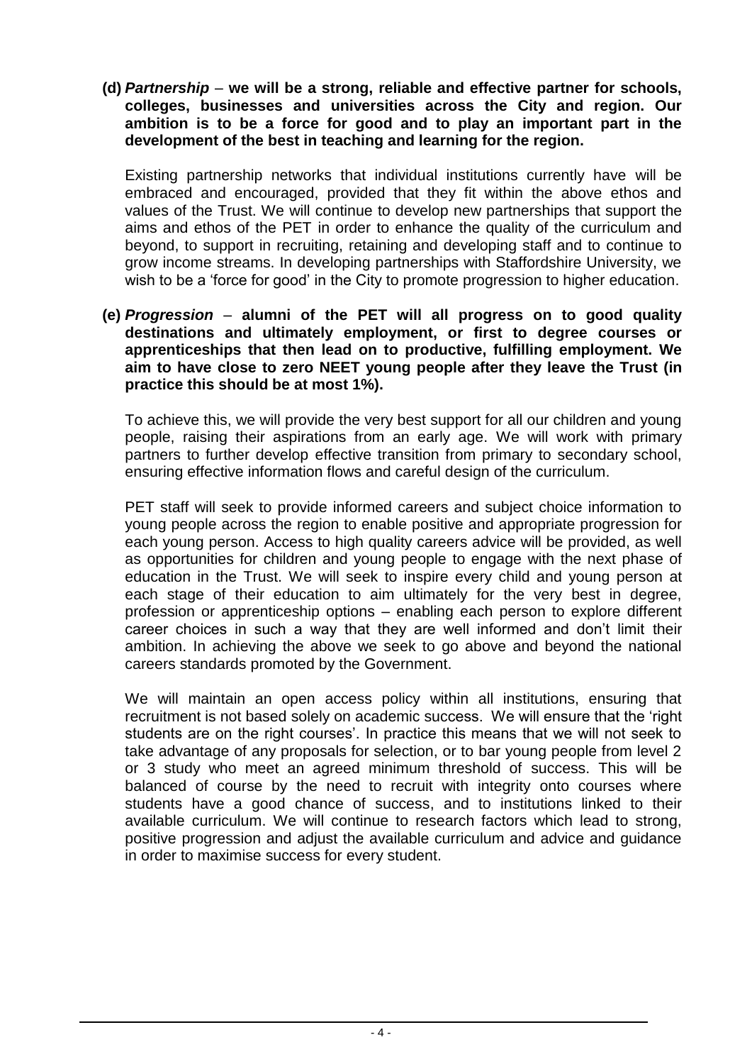**(d)** ***Partnership*** – **we will be a strong, reliable and effective partner for schools, colleges, businesses and universities across the City and region. Our ambition is to be a force for good and to play an important part in the development of the best in teaching and learning for the region.**

Existing partnership networks that individual institutions currently have will be embraced and encouraged, provided that they fit within the above ethos and values of the Trust. We will continue to develop new partnerships that support the aims and ethos of the PET in order to enhance the quality of the curriculum and beyond, to support in recruiting, retaining and developing staff and to continue to grow income streams. In developing partnerships with Staffordshire University, we wish to be a 'force for good' in the City to promote progression to higher education.

**(e)** ***Progression*** – **alumni of the PET will all progress on to good quality destinations and ultimately employment, or first to degree courses or apprenticeships that then lead on to productive, fulfilling employment. We aim to have close to zero NEET young people after they leave the Trust (in practice this should be at most 1%).**

To achieve this, we will provide the very best support for all our children and young people, raising their aspirations from an early age. We will work with primary partners to further develop effective transition from primary to secondary school, ensuring effective information flows and careful design of the curriculum.

PET staff will seek to provide informed careers and subject choice information to young people across the region to enable positive and appropriate progression for each young person. Access to high quality careers advice will be provided, as well as opportunities for children and young people to engage with the next phase of education in the Trust. We will seek to inspire every child and young person at each stage of their education to aim ultimately for the very best in degree, profession or apprenticeship options – enabling each person to explore different career choices in such a way that they are well informed and don't limit their ambition. In achieving the above we seek to go above and beyond the national careers standards promoted by the Government.

We will maintain an open access policy within all institutions, ensuring that recruitment is not based solely on academic success. We will ensure that the 'right students are on the right courses'. In practice this means that we will not seek to take advantage of any proposals for selection, or to bar young people from level 2 or 3 study who meet an agreed minimum threshold of success. This will be balanced of course by the need to recruit with integrity onto courses where students have a good chance of success, and to institutions linked to their available curriculum. We will continue to research factors which lead to strong, positive progression and adjust the available curriculum and advice and guidance in order to maximise success for every student.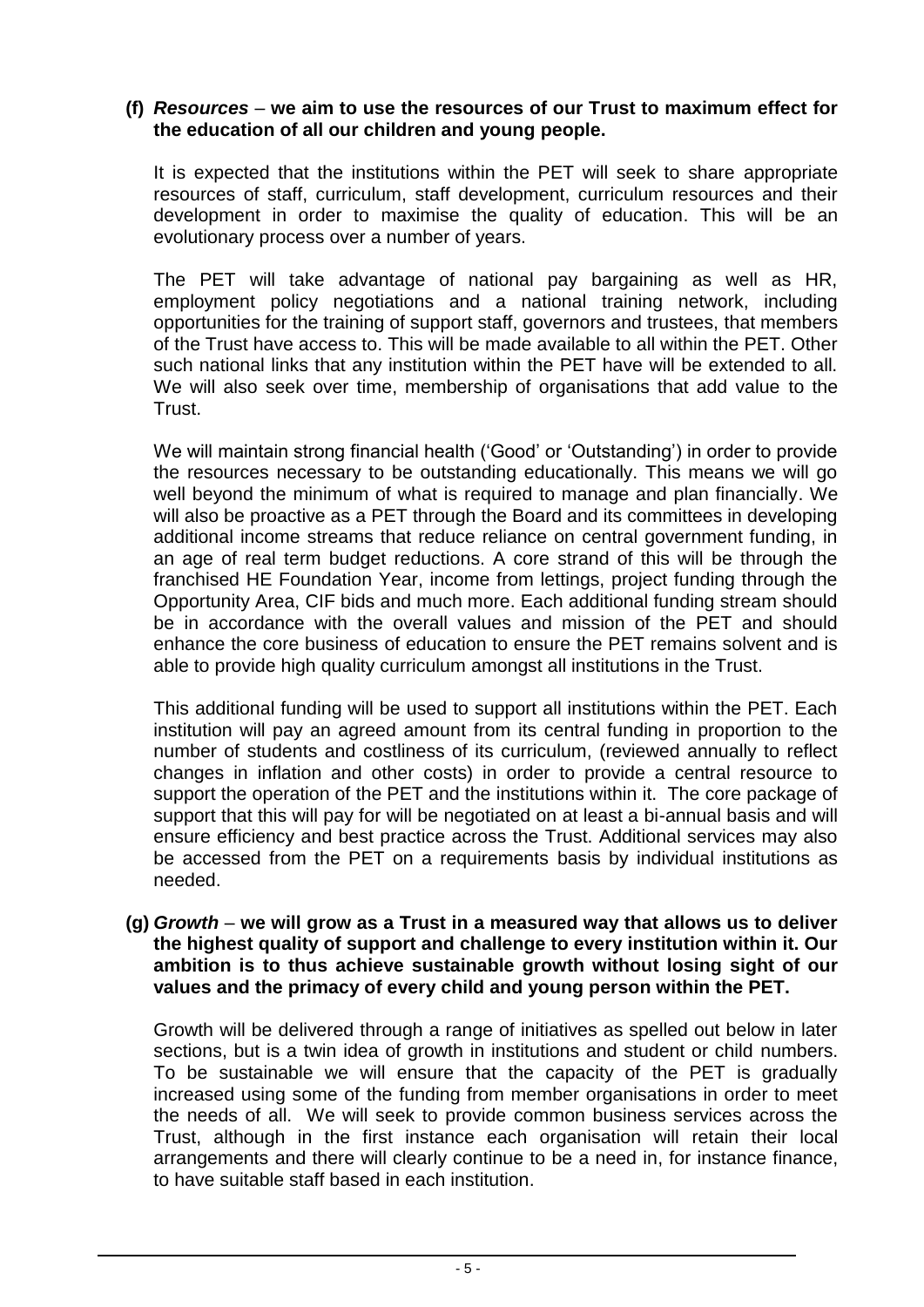**(f)** ***Resources*** – **we aim to use the resources of our Trust to maximum effect for the education of all our children and young people.**

It is expected that the institutions within the PET will seek to share appropriate resources of staff, curriculum, staff development, curriculum resources and their development in order to maximise the quality of education. This will be an evolutionary process over a number of years.

The PET will take advantage of national pay bargaining as well as HR, employment policy negotiations and a national training network, including opportunities for the training of support staff, governors and trustees, that members of the Trust have access to. This will be made available to all within the PET. Other such national links that any institution within the PET have will be extended to all. We will also seek over time, membership of organisations that add value to the Trust.

We will maintain strong financial health ('Good' or 'Outstanding') in order to provide the resources necessary to be outstanding educationally. This means we will go well beyond the minimum of what is required to manage and plan financially. We will also be proactive as a PET through the Board and its committees in developing additional income streams that reduce reliance on central government funding, in an age of real term budget reductions. A core strand of this will be through the franchised HE Foundation Year, income from lettings, project funding through the Opportunity Area, CIF bids and much more. Each additional funding stream should be in accordance with the overall values and mission of the PET and should enhance the core business of education to ensure the PET remains solvent and is able to provide high quality curriculum amongst all institutions in the Trust.

This additional funding will be used to support all institutions within the PET. Each institution will pay an agreed amount from its central funding in proportion to the number of students and costliness of its curriculum, (reviewed annually to reflect changes in inflation and other costs) in order to provide a central resource to support the operation of the PET and the institutions within it. The core package of support that this will pay for will be negotiated on at least a bi-annual basis and will ensure efficiency and best practice across the Trust. Additional services may also be accessed from the PET on a requirements basis by individual institutions as needed.

**(g)** ***Growth*** – **we will grow as a Trust in a measured way that allows us to deliver the highest quality of support and challenge to every institution within it. Our ambition is to thus achieve sustainable growth without losing sight of our values and the primacy of every child and young person within the PET.**

Growth will be delivered through a range of initiatives as spelled out below in later sections, but is a twin idea of growth in institutions and student or child numbers. To be sustainable we will ensure that the capacity of the PET is gradually increased using some of the funding from member organisations in order to meet the needs of all. We will seek to provide common business services across the Trust, although in the first instance each organisation will retain their local arrangements and there will clearly continue to be a need in, for instance finance, to have suitable staff based in each institution.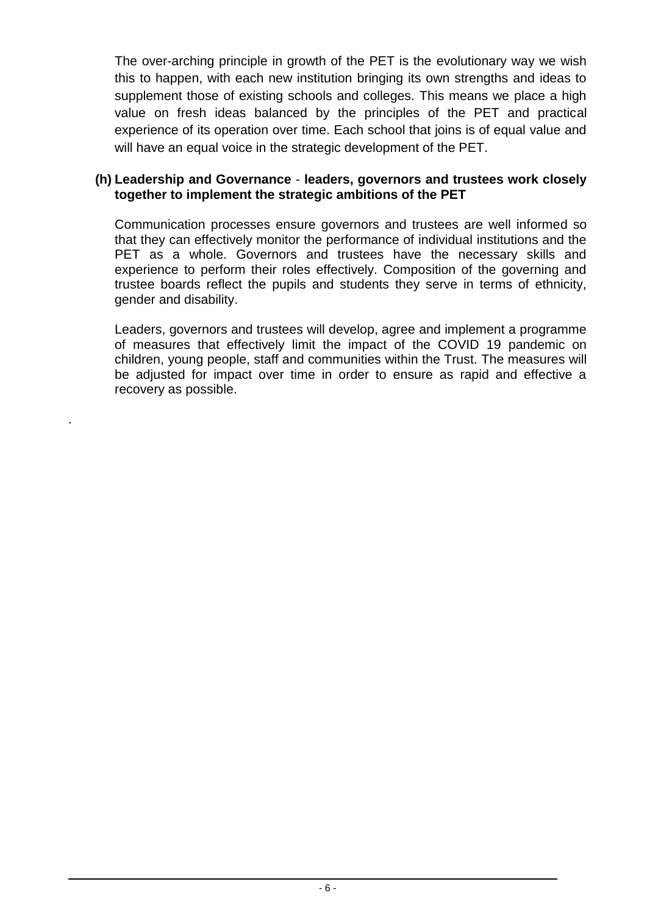The over-arching principle in growth of the PET is the evolutionary way we wish this to happen, with each new institution bringing its own strengths and ideas to supplement those of existing schools and colleges. This means we place a high value on fresh ideas balanced by the principles of the PET and practical experience of its operation over time. Each school that joins is of equal value and will have an equal voice in the strategic development of the PET.

**(h) Leadership and Governance** - **leaders, governors and trustees work closely together to implement the strategic ambitions of the PET**

Communication processes ensure governors and trustees are well informed so that they can effectively monitor the performance of individual institutions and the PET as a whole. Governors and trustees have the necessary skills and experience to perform their roles effectively. Composition of the governing and trustee boards reflect the pupils and students they serve in terms of ethnicity, gender and disability.

Leaders, governors and trustees will develop, agree and implement a programme of measures that effectively limit the impact of the COVID 19 pandemic on children, young people, staff and communities within the Trust. The measures will be adjusted for impact over time in order to ensure as rapid and effective a recovery as possible.

.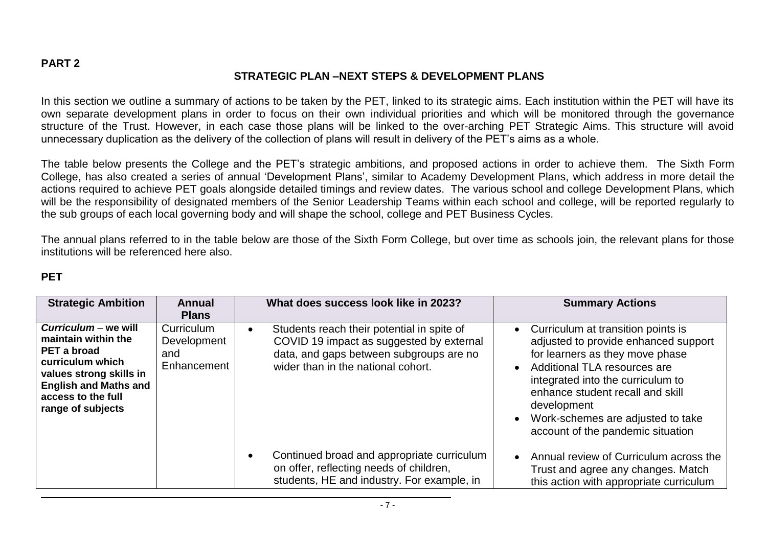**PART 2**

## STRATEGIC PLAN –NEXT STEPS & DEVELOPMENT PLANS

In this section we outline a summary of actions to be taken by the PET, linked to its strategic aims. Each institution within the PET will have its own separate development plans in order to focus on their own individual priorities and which will be monitored through the governance structure of the Trust. However, in each case those plans will be linked to the over-arching PET Strategic Aims. This structure will avoid unnecessary duplication as the delivery of the collection of plans will result in delivery of the PET's aims as a whole.

The table below presents the College and the PET's strategic ambitions, and proposed actions in order to achieve them. The Sixth Form College, has also created a series of annual 'Development Plans', similar to Academy Development Plans, which address in more detail the actions required to achieve PET goals alongside detailed timings and review dates. The various school and college Development Plans, which will be the responsibility of designated members of the Senior Leadership Teams within each school and college, will be reported regularly to the sub groups of each local governing body and will shape the school, college and PET Business Cycles.

The annual plans referred to in the table below are those of the Sixth Form College, but over time as schools join, the relevant plans for those institutions will be referenced here also.

**PET**

| Strategic Ambition | Annual Plans | What does success look like in 2023? | Summary Actions |
|---|---|---|---|
| ***Curriculum* – we will maintain within the PET a broad curriculum which values strong skills in English and Maths and access to the full range of subjects** | Curriculum Development and Enhancement | • Students reach their potential in spite of COVID 19 impact as suggested by external data, and gaps between subgroups are no wider than in the national cohort. | • Curriculum at transition points is adjusted to provide enhanced support for learners as they move phase<br>• Additional TLA resources are integrated into the curriculum to enhance student recall and skill development<br>• Work-schemes are adjusted to take account of the pandemic situation |
| | | • Continued broad and appropriate curriculum on offer, reflecting needs of children, students, HE and industry. For example, in | • Annual review of Curriculum across the Trust and agree any changes. Match this action with appropriate curriculum |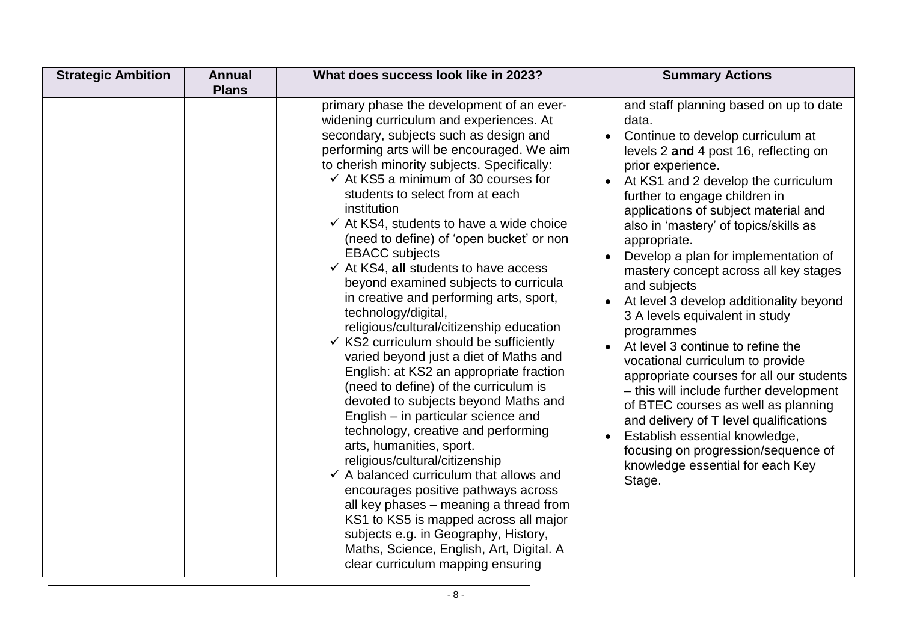| Strategic Ambition | Annual Plans | What does success look like in 2023? | Summary Actions |
|---|---|---|---|
| | | primary phase the development of an ever-widening curriculum and experiences. At secondary, subjects such as design and performing arts will be encouraged. We aim to cherish minority subjects. Specifically:<br>✓ At KS5 a minimum of 30 courses for students to select from at each institution<br>✓ At KS4, students to have a wide choice (need to define) of 'open bucket' or non EBACC subjects<br>✓ At KS4, **all** students to have access beyond examined subjects to curricula in creative and performing arts, sport, technology/digital, religious/cultural/citizenship education<br>✓ KS2 curriculum should be sufficiently varied beyond just a diet of Maths and English: at KS2 an appropriate fraction (need to define) of the curriculum is devoted to subjects beyond Maths and English – in particular science and technology, creative and performing arts, humanities, sport. religious/cultural/citizenship<br>✓ A balanced curriculum that allows and encourages positive pathways across all key phases – meaning a thread from KS1 to KS5 is mapped across all major subjects e.g. in Geography, History, Maths, Science, English, Art, Digital. A clear curriculum mapping ensuring | and staff planning based on up to date data.<br>• Continue to develop curriculum at levels 2 **and** 4 post 16, reflecting on prior experience.<br>• At KS1 and 2 develop the curriculum further to engage children in applications of subject material and also in 'mastery' of topics/skills as appropriate.<br>• Develop a plan for implementation of mastery concept across all key stages and subjects<br>• At level 3 develop additionality beyond 3 A levels equivalent in study programmes<br>• At level 3 continue to refine the vocational curriculum to provide appropriate courses for all our students – this will include further development of BTEC courses as well as planning and delivery of T level qualifications<br>• Establish essential knowledge, focusing on progression/sequence of knowledge essential for each Key Stage. |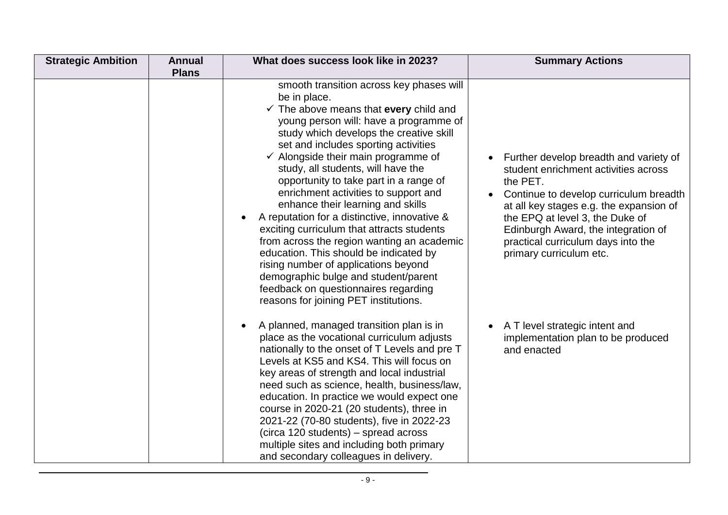| Strategic Ambition | Annual Plans | What does success look like in 2023? | Summary Actions |
| --- | --- | --- | --- |
| | | smooth transition across key phases will be in place.<br>✓ The above means that **every** child and young person will: have a programme of study which develops the creative skill set and includes sporting activities<br>✓ Alongside their main programme of study, all students, will have the opportunity to take part in a range of enrichment activities to support and enhance their learning and skills<br>• A reputation for a distinctive, innovative & exciting curriculum that attracts students from across the region wanting an academic education. This should be indicated by rising number of applications beyond demographic bulge and student/parent feedback on questionnaires regarding reasons for joining PET institutions. | • Further develop breadth and variety of student enrichment activities across the PET.<br>• Continue to develop curriculum breadth at all key stages e.g. the expansion of the EPQ at level 3, the Duke of Edinburgh Award, the integration of practical curriculum days into the primary curriculum etc. |
| | | • A planned, managed transition plan is in place as the vocational curriculum adjusts nationally to the onset of T Levels and pre T Levels at KS5 and KS4. This will focus on key areas of strength and local industrial need such as science, health, business/law, education. In practice we would expect one course in 2020-21 (20 students), three in 2021-22 (70-80 students), five in 2022-23 (circa 120 students) – spread across multiple sites and including both primary and secondary colleagues in delivery. | • A T level strategic intent and implementation plan to be produced and enacted |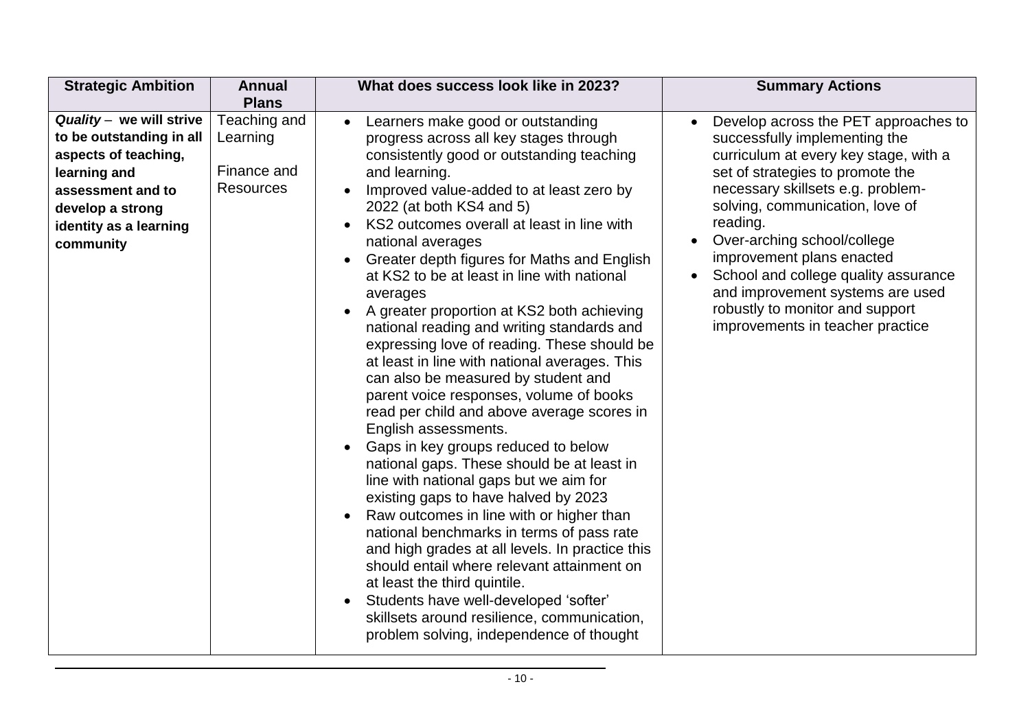| Strategic Ambition | Annual Plans | What does success look like in 2023? | Summary Actions |
| --- | --- | --- | --- |
| ***Quality*** **– we will strive to be outstanding in all aspects of teaching, learning and assessment and to develop a strong identity as a learning community** | Teaching and Learning<br><br>Finance and Resources | • Learners make good or outstanding progress across all key stages through consistently good or outstanding teaching and learning.<br>• Improved value-added to at least zero by 2022 (at both KS4 and 5)<br>• KS2 outcomes overall at least in line with national averages<br>• Greater depth figures for Maths and English at KS2 to be at least in line with national averages<br>• A greater proportion at KS2 both achieving national reading and writing standards and expressing love of reading. These should be at least in line with national averages. This can also be measured by student and parent voice responses, volume of books read per child and above average scores in English assessments.<br>• Gaps in key groups reduced to below national gaps. These should be at least in line with national gaps but we aim for existing gaps to have halved by 2023<br>• Raw outcomes in line with or higher than national benchmarks in terms of pass rate and high grades at all levels. In practice this should entail where relevant attainment on at least the third quintile.<br>• Students have well-developed 'softer' skillsets around resilience, communication, problem solving, independence of thought | • Develop across the PET approaches to successfully implementing the curriculum at every key stage, with a set of strategies to promote the necessary skillsets e.g. problem-solving, communication, love of reading.<br>• Over-arching school/college improvement plans enacted<br>• School and college quality assurance and improvement systems are used robustly to monitor and support improvements in teacher practice |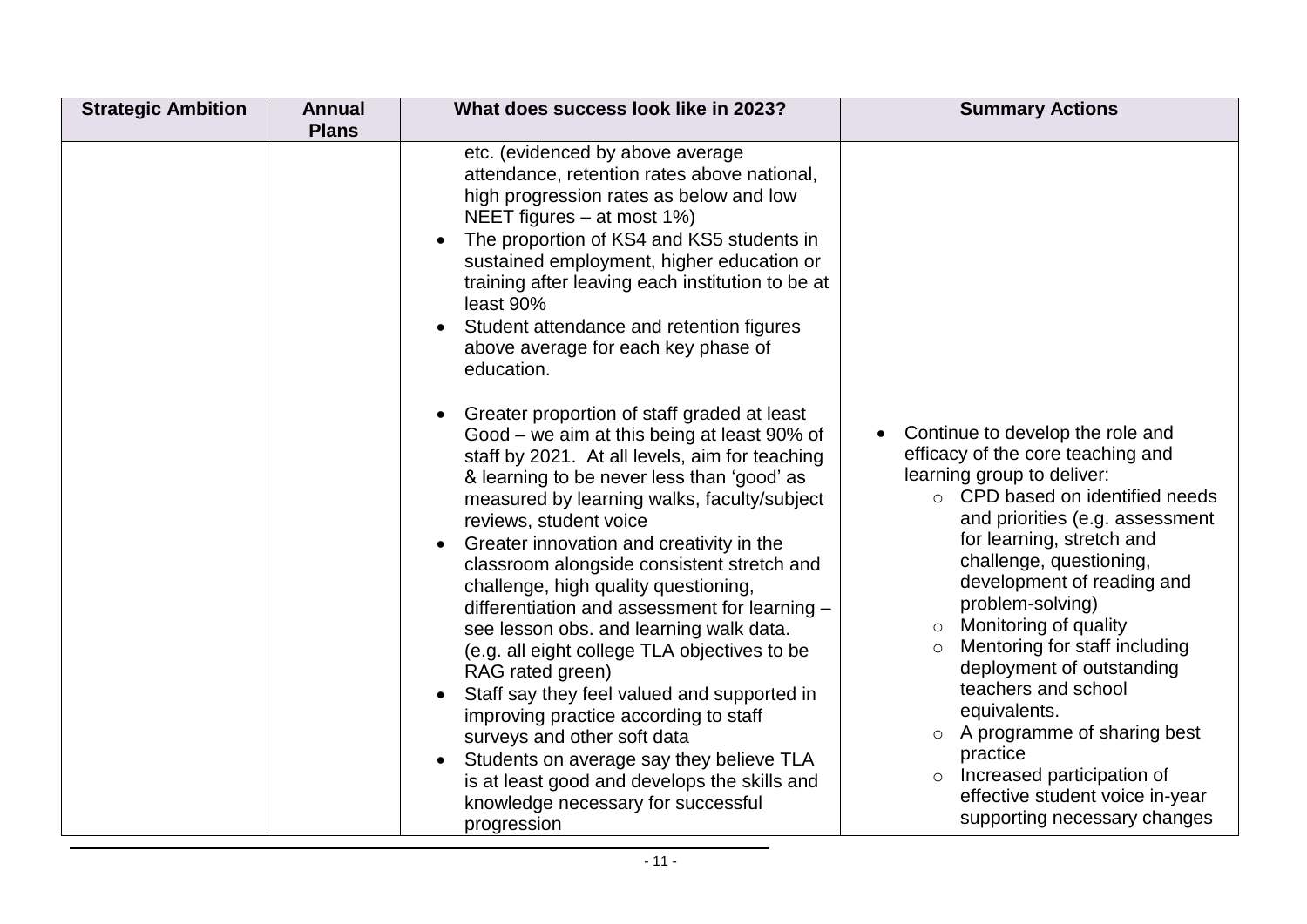| Strategic Ambition | Annual Plans | What does success look like in 2023? | Summary Actions |
|---|---|---|---|
| | | etc. (evidenced by above average attendance, retention rates above national, high progression rates as below and low NEET figures – at most 1%)<br>• The proportion of KS4 and KS5 students in sustained employment, higher education or training after leaving each institution to be at least 90%<br>• Student attendance and retention figures above average for each key phase of education.<br><br>• Greater proportion of staff graded at least Good – we aim at this being at least 90% of staff by 2021. At all levels, aim for teaching & learning to be never less than 'good' as measured by learning walks, faculty/subject reviews, student voice<br>• Greater innovation and creativity in the classroom alongside consistent stretch and challenge, high quality questioning, differentiation and assessment for learning – see lesson obs. and learning walk data. (e.g. all eight college TLA objectives to be RAG rated green)<br>• Staff say they feel valued and supported in improving practice according to staff surveys and other soft data<br>• Students on average say they believe TLA is at least good and develops the skills and knowledge necessary for successful progression | • Continue to develop the role and efficacy of the core teaching and learning group to deliver:<br>&nbsp;&nbsp;○ CPD based on identified needs and priorities (e.g. assessment for learning, stretch and challenge, questioning, development of reading and problem-solving)<br>&nbsp;&nbsp;○ Monitoring of quality<br>&nbsp;&nbsp;○ Mentoring for staff including deployment of outstanding teachers and school equivalents.<br>&nbsp;&nbsp;○ A programme of sharing best practice<br>&nbsp;&nbsp;○ Increased participation of effective student voice in-year supporting necessary changes |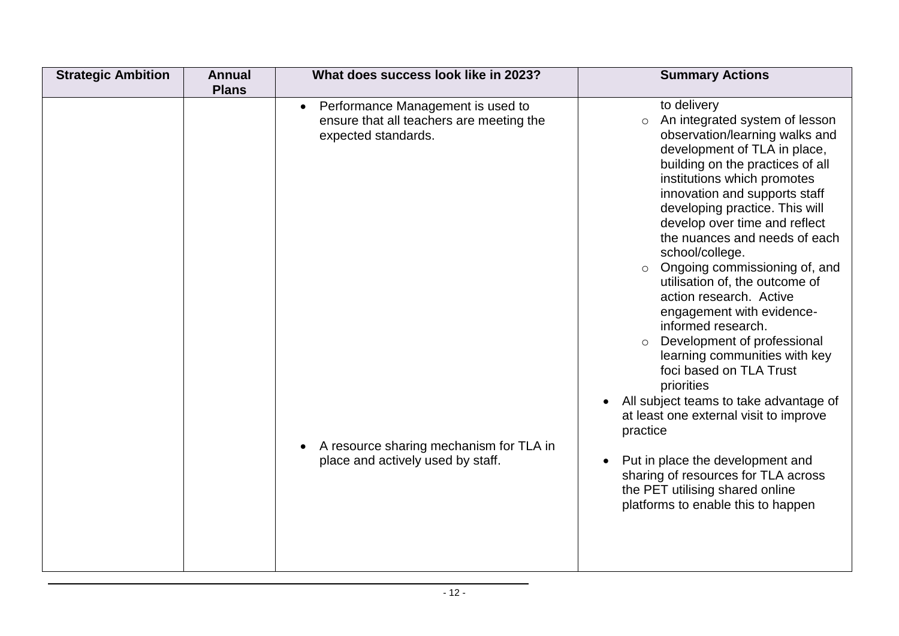| Strategic Ambition | Annual Plans | What does success look like in 2023? | Summary Actions |
| --- | --- | --- | --- |
| | | • Performance Management is used to ensure that all teachers are meeting the expected standards. | to delivery<br>○ An integrated system of lesson observation/learning walks and development of TLA in place, building on the practices of all institutions which promotes innovation and supports staff developing practice. This will develop over time and reflect the nuances and needs of each school/college.<br>○ Ongoing commissioning of, and utilisation of, the outcome of action research. Active engagement with evidence-informed research.<br>○ Development of professional learning communities with key foci based on TLA Trust priorities<br>• All subject teams to take advantage of at least one external visit to improve practice |
| | | • A resource sharing mechanism for TLA in place and actively used by staff. | • Put in place the development and sharing of resources for TLA across the PET utilising shared online platforms to enable this to happen |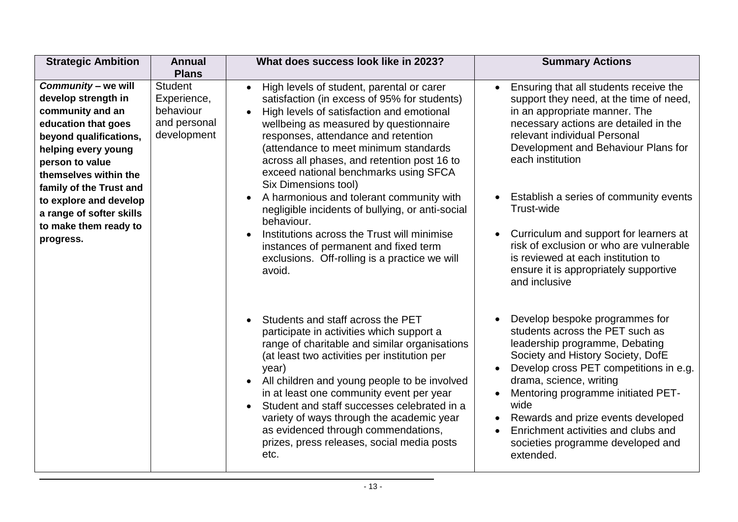| Strategic Ambition | Annual Plans | What does success look like in 2023? | Summary Actions |
|---|---|---|---|
| ***Community* – we will develop strength in community and an education that goes beyond qualifications, helping every young person to value themselves within the family of the Trust and to explore and develop a range of softer skills to make them ready to progress.** | Student Experience, behaviour and personal development | • High levels of student, parental or carer satisfaction (in excess of 95% for students)<br>• High levels of satisfaction and emotional wellbeing as measured by questionnaire responses, attendance and retention (attendance to meet minimum standards across all phases, and retention post 16 to exceed national benchmarks using SFCA Six Dimensions tool)<br>• A harmonious and tolerant community with negligible incidents of bullying, or anti-social behaviour.<br>• Institutions across the Trust will minimise instances of permanent and fixed term exclusions. Off-rolling is a practice we will avoid. | • Ensuring that all students receive the support they need, at the time of need, in an appropriate manner. The necessary actions are detailed in the relevant individual Personal Development and Behaviour Plans for each institution<br>• Establish a series of community events Trust-wide<br>• Curriculum and support for learners at risk of exclusion or who are vulnerable is reviewed at each institution to ensure it is appropriately supportive and inclusive |
| | | • Students and staff across the PET participate in activities which support a range of charitable and similar organisations (at least two activities per institution per year)<br>• All children and young people to be involved in at least one community event per year<br>• Student and staff successes celebrated in a variety of ways through the academic year as evidenced through commendations, prizes, press releases, social media posts etc. | • Develop bespoke programmes for students across the PET such as leadership programme, Debating Society and History Society, DofE<br>• Develop cross PET competitions in e.g. drama, science, writing<br>• Mentoring programme initiated PET-wide<br>• Rewards and prize events developed<br>• Enrichment activities and clubs and societies programme developed and extended. |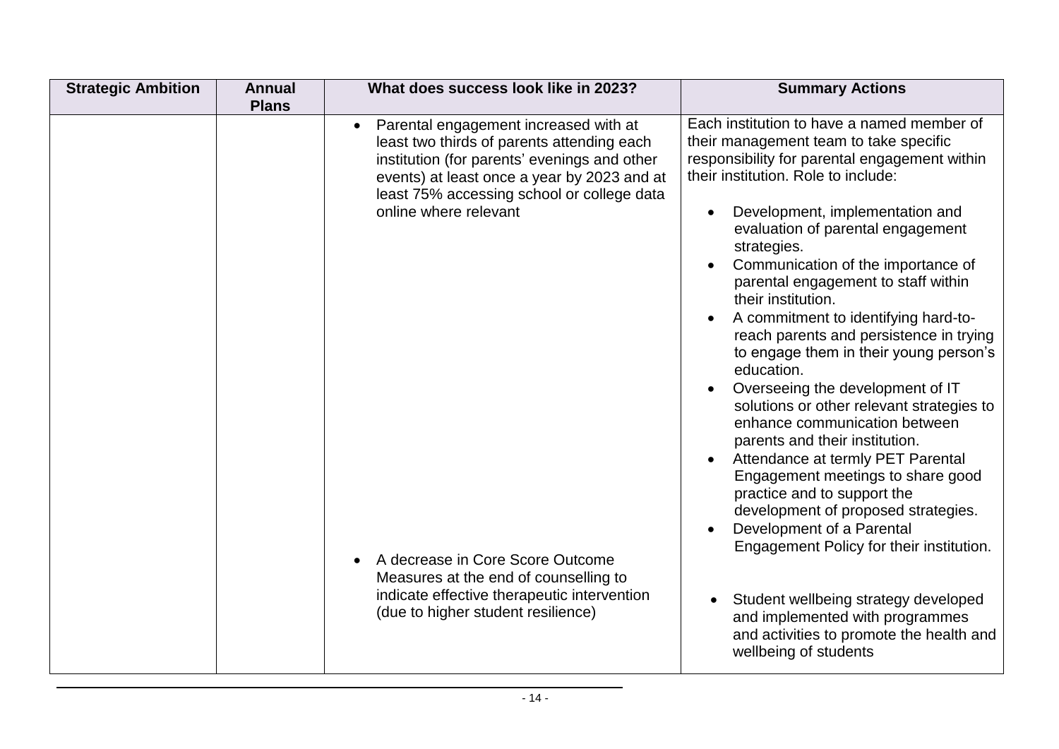| Strategic Ambition | Annual Plans | What does success look like in 2023? | Summary Actions |
|---|---|---|---|
| | | • Parental engagement increased with at least two thirds of parents attending each institution (for parents' evenings and other events) at least once a year by 2023 and at least 75% accessing school or college data online where relevant | Each institution to have a named member of their management team to take specific responsibility for parental engagement within their institution. Role to include: <br>• Development, implementation and evaluation of parental engagement strategies. <br>• Communication of the importance of parental engagement to staff within their institution. <br>• A commitment to identifying hard-to-reach parents and persistence in trying to engage them in their young person's education. <br>• Overseeing the development of IT solutions or other relevant strategies to enhance communication between parents and their institution. <br>• Attendance at termly PET Parental Engagement meetings to share good practice and to support the development of proposed strategies. <br>• Development of a Parental Engagement Policy for their institution. |
| | | • A decrease in Core Score Outcome Measures at the end of counselling to indicate effective therapeutic intervention (due to higher student resilience) | • Student wellbeing strategy developed and implemented with programmes and activities to promote the health and wellbeing of students |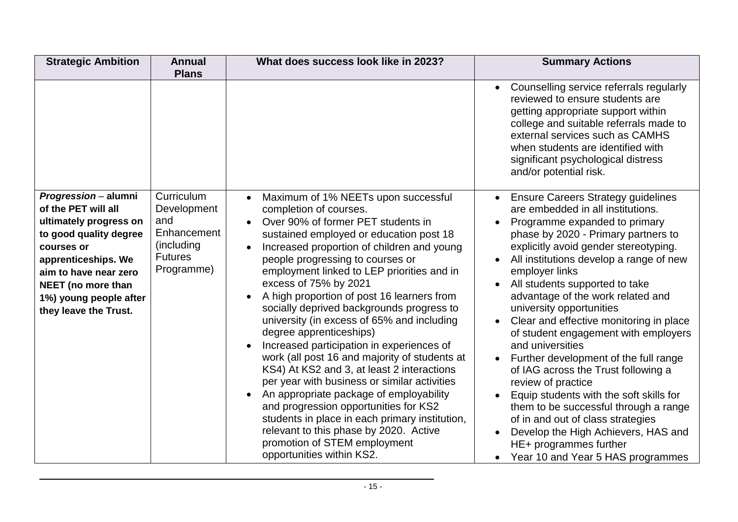| Strategic Ambition | Annual Plans | What does success look like in 2023? | Summary Actions |
|---|---|---|---|
| | | | • Counselling service referrals regularly reviewed to ensure students are getting appropriate support within college and suitable referrals made to external services such as CAMHS when students are identified with significant psychological distress and/or potential risk. |
| ***Progression* – alumni of the PET will all ultimately progress on to good quality degree courses or apprenticeships. We aim to have near zero NEET (no more than 1%) young people after they leave the Trust.** | Curriculum Development and Enhancement (including Futures Programme) | • Maximum of 1% NEETs upon successful completion of courses.<br>• Over 90% of former PET students in sustained employed or education post 18<br>• Increased proportion of children and young people progressing to courses or employment linked to LEP priorities and in excess of 75% by 2021<br>• A high proportion of post 16 learners from socially deprived backgrounds progress to university (in excess of 65% and including degree apprenticeships)<br>• Increased participation in experiences of work (all post 16 and majority of students at KS4) At KS2 and 3, at least 2 interactions per year with business or similar activities<br>• An appropriate package of employability and progression opportunities for KS2 students in place in each primary institution, relevant to this phase by 2020. Active promotion of STEM employment opportunities within KS2. | • Ensure Careers Strategy guidelines are embedded in all institutions.<br>• Programme expanded to primary phase by 2020 - Primary partners to explicitly avoid gender stereotyping.<br>• All institutions develop a range of new employer links<br>• All students supported to take advantage of the work related and university opportunities<br>• Clear and effective monitoring in place of student engagement with employers and universities<br>• Further development of the full range of IAG across the Trust following a review of practice<br>• Equip students with the soft skills for them to be successful through a range of in and out of class strategies<br>• Develop the High Achievers, HAS and HE+ programmes further<br>• Year 10 and Year 5 HAS programmes |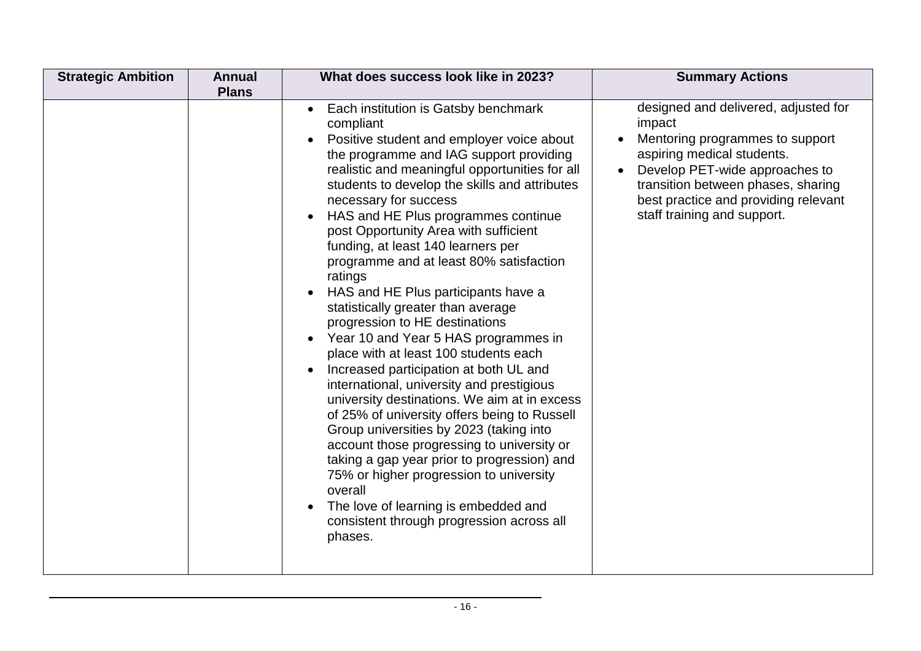| Strategic Ambition | Annual Plans | What does success look like in 2023? | Summary Actions |
| --- | --- | --- | --- |
| | | • Each institution is Gatsby benchmark compliant<br>• Positive student and employer voice about the programme and IAG support providing realistic and meaningful opportunities for all students to develop the skills and attributes necessary for success<br>• HAS and HE Plus programmes continue post Opportunity Area with sufficient funding, at least 140 learners per programme and at least 80% satisfaction ratings<br>• HAS and HE Plus participants have a statistically greater than average progression to HE destinations<br>• Year 10 and Year 5 HAS programmes in place with at least 100 students each<br>• Increased participation at both UL and international, university and prestigious university destinations. We aim at in excess of 25% of university offers being to Russell Group universities by 2023 (taking into account those progressing to university or taking a gap year prior to progression) and 75% or higher progression to university overall<br>• The love of learning is embedded and consistent through progression across all phases. | designed and delivered, adjusted for impact<br>• Mentoring programmes to support aspiring medical students.<br>• Develop PET-wide approaches to transition between phases, sharing best practice and providing relevant staff training and support. |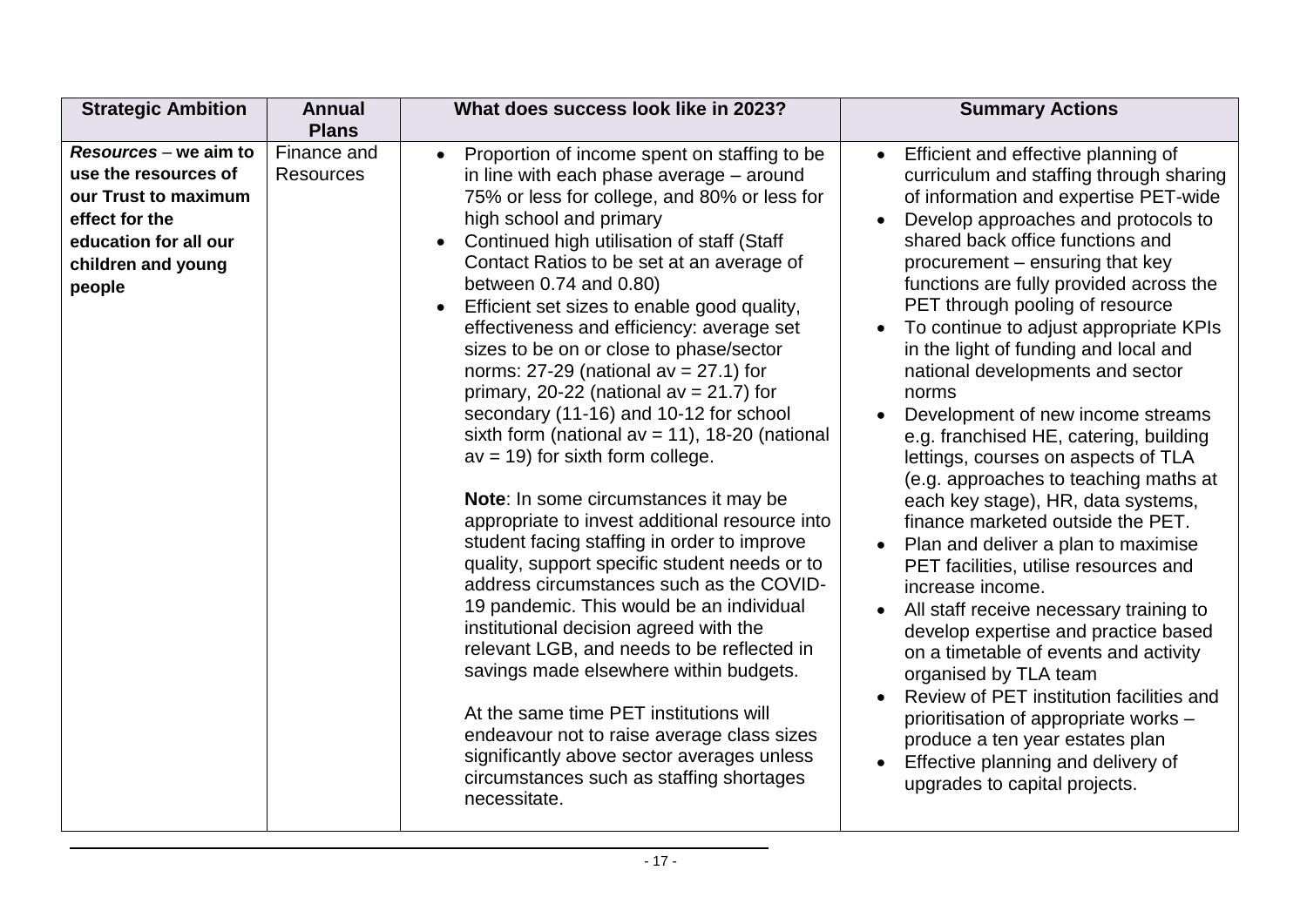| Strategic Ambition | Annual Plans | What does success look like in 2023? | Summary Actions |
|---|---|---|---|
| ***Resources*** **– we aim to use the resources of our Trust to maximum effect for the education for all our children and young people** | Finance and Resources | • Proportion of income spent on staffing to be in line with each phase average – around 75% or less for college, and 80% or less for high school and primary<br>• Continued high utilisation of staff (Staff Contact Ratios to be set at an average of between 0.74 and 0.80)<br>• Efficient set sizes to enable good quality, effectiveness and efficiency: average set sizes to be on or close to phase/sector norms: 27-29 (national av = 27.1) for primary, 20-22 (national av = 21.7) for secondary (11-16) and 10-12 for school sixth form (national av = 11), 18-20 (national av = 19) for sixth form college.<br><br>**Note**: In some circumstances it may be appropriate to invest additional resource into student facing staffing in order to improve quality, support specific student needs or to address circumstances such as the COVID-19 pandemic. This would be an individual institutional decision agreed with the relevant LGB, and needs to be reflected in savings made elsewhere within budgets.<br><br>At the same time PET institutions will endeavour not to raise average class sizes significantly above sector averages unless circumstances such as staffing shortages necessitate. | • Efficient and effective planning of curriculum and staffing through sharing of information and expertise PET-wide<br>• Develop approaches and protocols to shared back office functions and procurement – ensuring that key functions are fully provided across the PET through pooling of resource<br>• To continue to adjust appropriate KPIs in the light of funding and local and national developments and sector norms<br>• Development of new income streams e.g. franchised HE, catering, building lettings, courses on aspects of TLA (e.g. approaches to teaching maths at each key stage), HR, data systems, finance marketed outside the PET.<br>• Plan and deliver a plan to maximise PET facilities, utilise resources and increase income.<br>• All staff receive necessary training to develop expertise and practice based on a timetable of events and activity organised by TLA team<br>• Review of PET institution facilities and prioritisation of appropriate works – produce a ten year estates plan<br>• Effective planning and delivery of upgrades to capital projects. |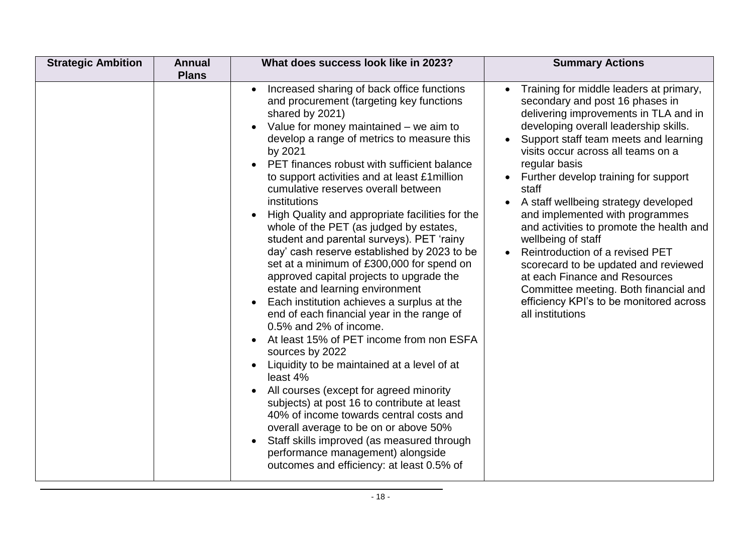| Strategic Ambition | Annual Plans | What does success look like in 2023? | Summary Actions |
|---|---|---|---|
| | | • Increased sharing of back office functions and procurement (targeting key functions shared by 2021)<br>• Value for money maintained – we aim to develop a range of metrics to measure this by 2021<br>• PET finances robust with sufficient balance to support activities and at least £1million cumulative reserves overall between institutions<br>• High Quality and appropriate facilities for the whole of the PET (as judged by estates, student and parental surveys). PET 'rainy day' cash reserve established by 2023 to be set at a minimum of £300,000 for spend on approved capital projects to upgrade the estate and learning environment<br>• Each institution achieves a surplus at the end of each financial year in the range of 0.5% and 2% of income.<br>• At least 15% of PET income from non ESFA sources by 2022<br>• Liquidity to be maintained at a level of at least 4%<br>• All courses (except for agreed minority subjects) at post 16 to contribute at least 40% of income towards central costs and overall average to be on or above 50%<br>• Staff skills improved (as measured through performance management) alongside outcomes and efficiency: at least 0.5% of | • Training for middle leaders at primary, secondary and post 16 phases in delivering improvements in TLA and in developing overall leadership skills.<br>• Support staff team meets and learning visits occur across all teams on a regular basis<br>• Further develop training for support staff<br>• A staff wellbeing strategy developed and implemented with programmes and activities to promote the health and wellbeing of staff<br>• Reintroduction of a revised PET scorecard to be updated and reviewed at each Finance and Resources Committee meeting. Both financial and efficiency KPI's to be monitored across all institutions |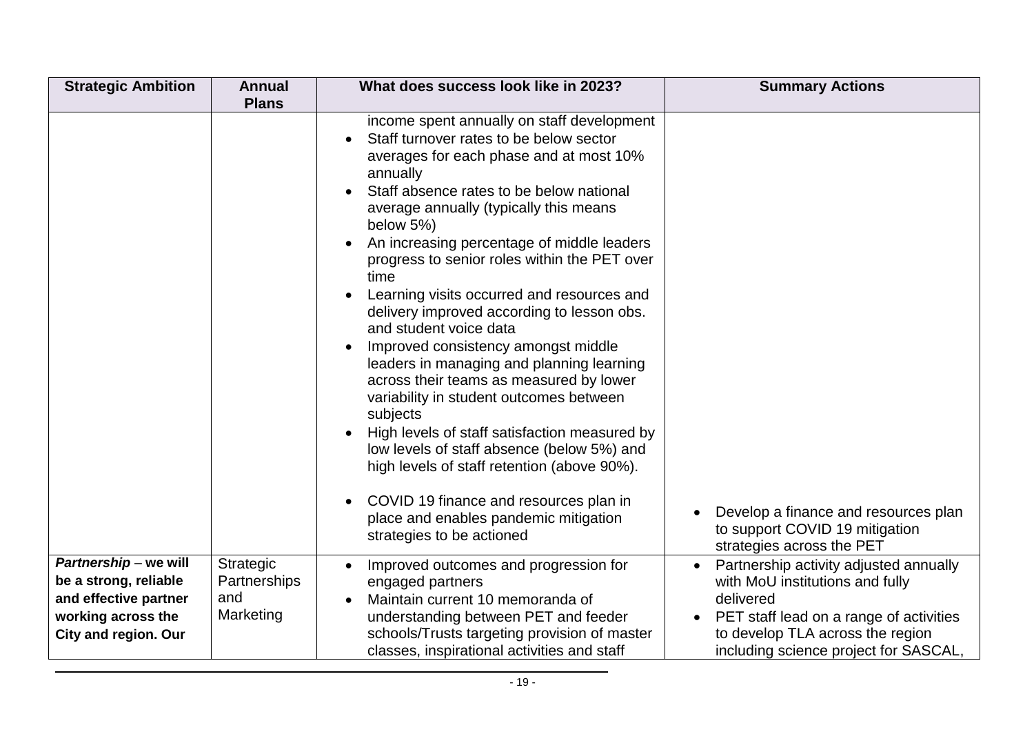| Strategic Ambition | Annual Plans | What does success look like in 2023? | Summary Actions |
|---|---|---|---|
| | | income spent annually on staff development<br>• Staff turnover rates to be below sector averages for each phase and at most 10% annually<br>• Staff absence rates to be below national average annually (typically this means below 5%)<br>• An increasing percentage of middle leaders progress to senior roles within the PET over time<br>• Learning visits occurred and resources and delivery improved according to lesson obs. and student voice data<br>• Improved consistency amongst middle leaders in managing and planning learning across their teams as measured by lower variability in student outcomes between subjects<br>• High levels of staff satisfaction measured by low levels of staff absence (below 5%) and high levels of staff retention (above 90%).<br><br>• COVID 19 finance and resources plan in place and enables pandemic mitigation strategies to be actioned | • Develop a finance and resources plan to support COVID 19 mitigation strategies across the PET |
| ***Partnership*** **– we will be a strong, reliable and effective partner working across the City and region. Our** | Strategic Partnerships and Marketing | • Improved outcomes and progression for engaged partners<br>• Maintain current 10 memoranda of understanding between PET and feeder schools/Trusts targeting provision of master classes, inspirational activities and staff | • Partnership activity adjusted annually with MoU institutions and fully delivered<br>• PET staff lead on a range of activities to develop TLA across the region including science project for SASCAL, |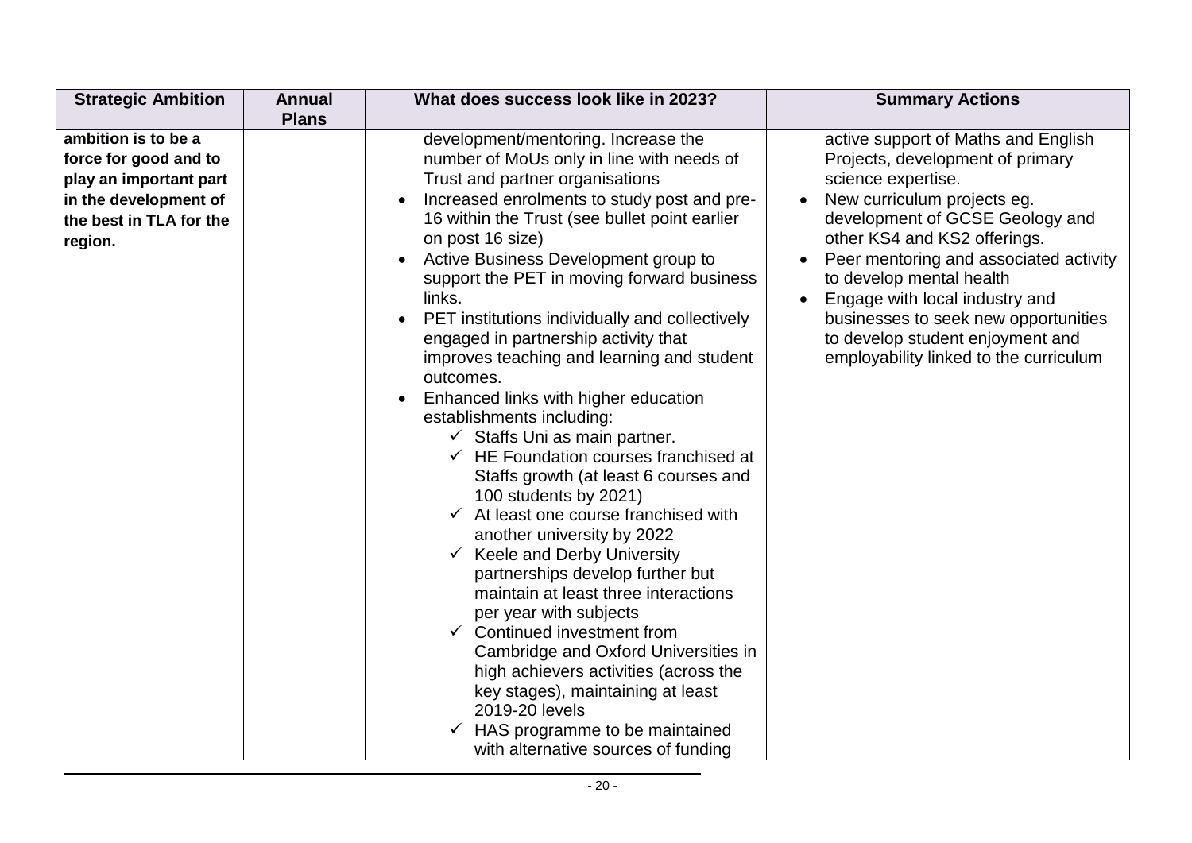| Strategic Ambition | Annual Plans | What does success look like in 2023? | Summary Actions |
|---|---|---|---|
| **ambition is to be a force for good and to play an important part in the development of the best in TLA for the region.** | | development/mentoring. Increase the number of MoUs only in line with needs of Trust and partner organisations<br>• Increased enrolments to study post and pre-16 within the Trust (see bullet point earlier on post 16 size)<br>• Active Business Development group to support the PET in moving forward business links.<br>• PET institutions individually and collectively engaged in partnership activity that improves teaching and learning and student outcomes.<br>• Enhanced links with higher education establishments including:<br>✓ Staffs Uni as main partner.<br>✓ HE Foundation courses franchised at Staffs growth (at least 6 courses and 100 students by 2021)<br>✓ At least one course franchised with another university by 2022<br>✓ Keele and Derby University partnerships develop further but maintain at least three interactions per year with subjects<br>✓ Continued investment from Cambridge and Oxford Universities in high achievers activities (across the key stages), maintaining at least 2019-20 levels<br>✓ HAS programme to be maintained with alternative sources of funding | active support of Maths and English Projects, development of primary science expertise.<br>• New curriculum projects eg. development of GCSE Geology and other KS4 and KS2 offerings.<br>• Peer mentoring and associated activity to develop mental health<br>• Engage with local industry and businesses to seek new opportunities to develop student enjoyment and employability linked to the curriculum |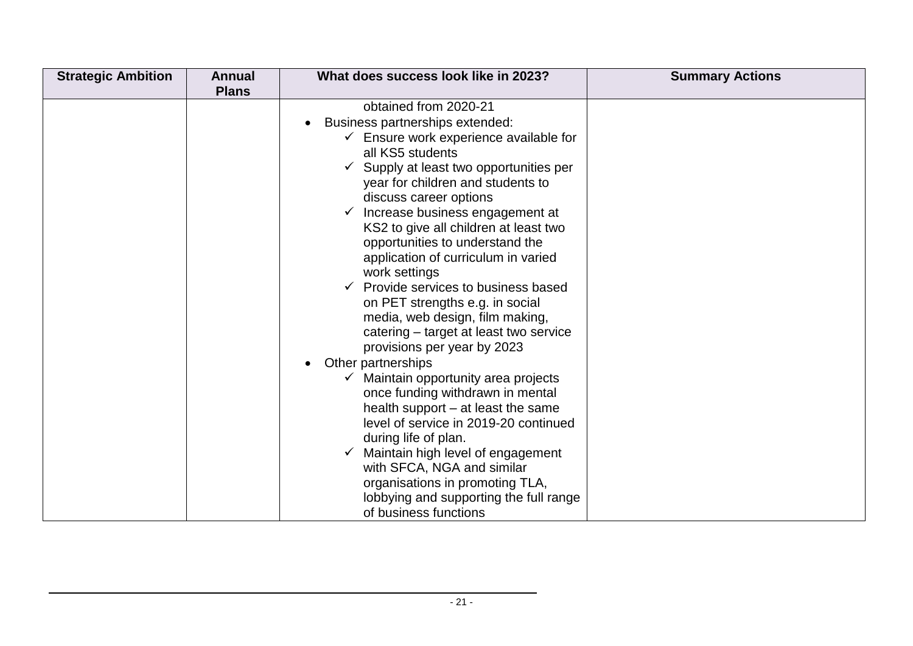| Strategic Ambition | Annual Plans | What does success look like in 2023? | Summary Actions |
|---|---|---|---|
| | | obtained from 2020-21<br>• Business partnerships extended:<br>  ✓ Ensure work experience available for all KS5 students<br>  ✓ Supply at least two opportunities per year for children and students to discuss career options<br>  ✓ Increase business engagement at KS2 to give all children at least two opportunities to understand the application of curriculum in varied work settings<br>  ✓ Provide services to business based on PET strengths e.g. in social media, web design, film making, catering – target at least two service provisions per year by 2023<br>• Other partnerships<br>  ✓ Maintain opportunity area projects once funding withdrawn in mental health support – at least the same level of service in 2019-20 continued during life of plan.<br>  ✓ Maintain high level of engagement with SFCA, NGA and similar organisations in promoting TLA, lobbying and supporting the full range of business functions | |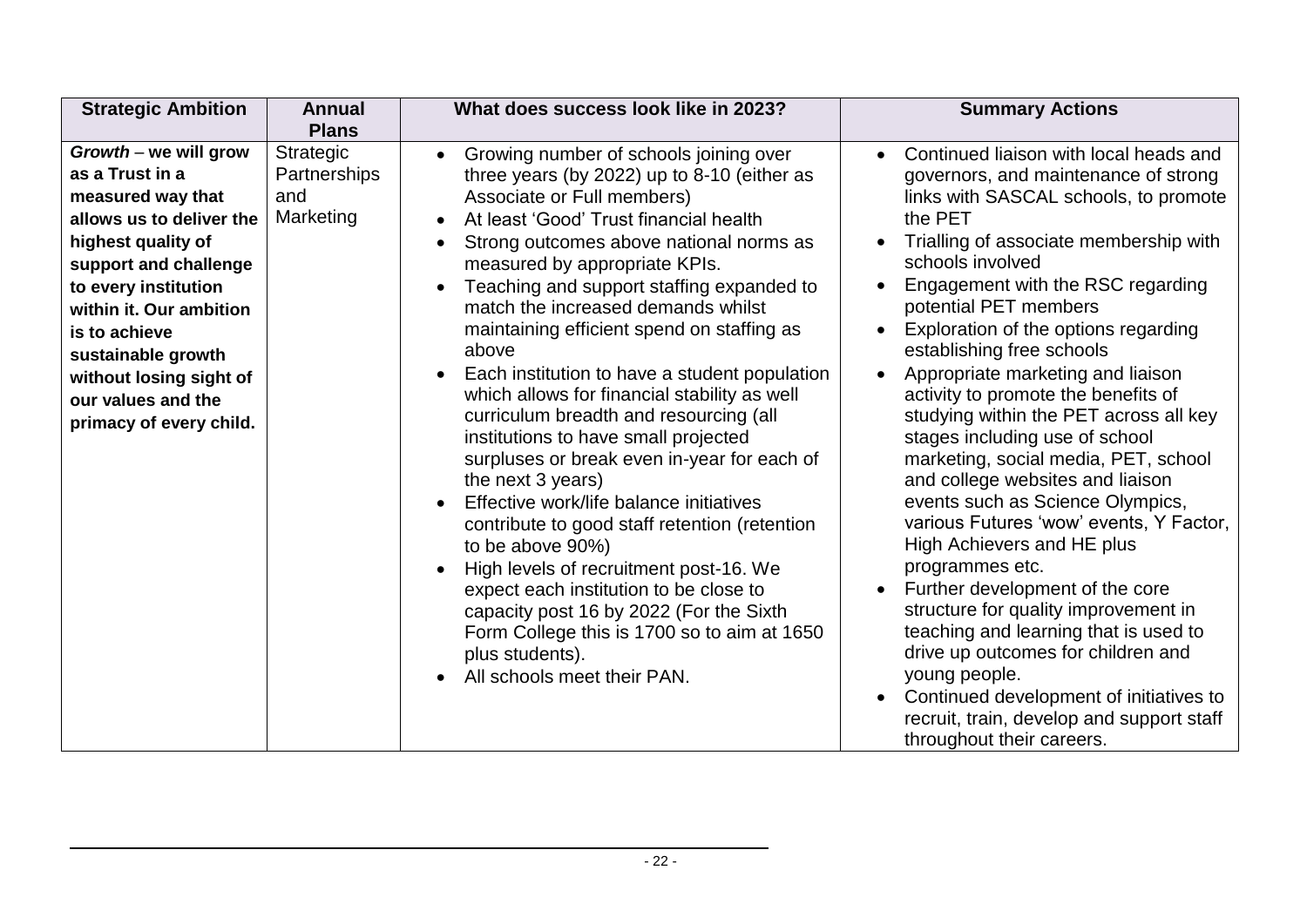| Strategic Ambition | Annual Plans | What does success look like in 2023? | Summary Actions |
| --- | --- | --- | --- |
| ***Growth*** **– we will grow as a Trust in a measured way that allows us to deliver the highest quality of support and challenge to every institution within it. Our ambition is to achieve sustainable growth without losing sight of our values and the primacy of every child.** | Strategic Partnerships and Marketing | • Growing number of schools joining over three years (by 2022) up to 8-10 (either as Associate or Full members)<br>• At least 'Good' Trust financial health<br>• Strong outcomes above national norms as measured by appropriate KPIs.<br>• Teaching and support staffing expanded to match the increased demands whilst maintaining efficient spend on staffing as above<br>• Each institution to have a student population which allows for financial stability as well curriculum breadth and resourcing (all institutions to have small projected surpluses or break even in-year for each of the next 3 years)<br>• Effective work/life balance initiatives contribute to good staff retention (retention to be above 90%)<br>• High levels of recruitment post-16. We expect each institution to be close to capacity post 16 by 2022 (For the Sixth Form College this is 1700 so to aim at 1650 plus students).<br>• All schools meet their PAN. | • Continued liaison with local heads and governors, and maintenance of strong links with SASCAL schools, to promote the PET<br>• Trialling of associate membership with schools involved<br>• Engagement with the RSC regarding potential PET members<br>• Exploration of the options regarding establishing free schools<br>• Appropriate marketing and liaison activity to promote the benefits of studying within the PET across all key stages including use of school marketing, social media, PET, school and college websites and liaison events such as Science Olympics, various Futures 'wow' events, Y Factor, High Achievers and HE plus programmes etc.<br>• Further development of the core structure for quality improvement in teaching and learning that is used to drive up outcomes for children and young people.<br>• Continued development of initiatives to recruit, train, develop and support staff throughout their careers. |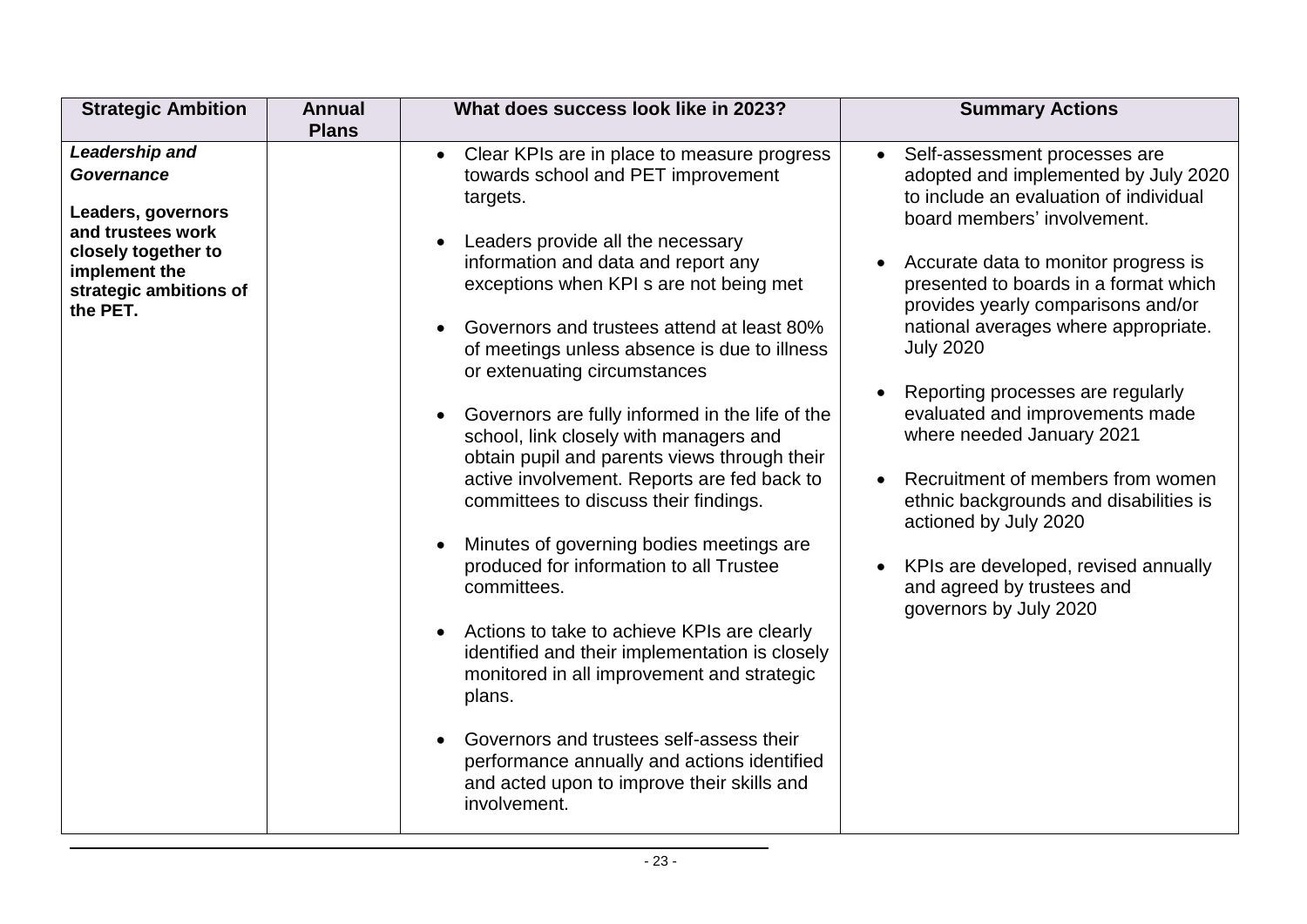| Strategic Ambition | Annual Plans | What does success look like in 2023? | Summary Actions |
| --- | --- | --- | --- |
| ***Leadership and Governance***<br><br>**Leaders, governors and trustees work closely together to implement the strategic ambitions of the PET.** | | • Clear KPIs are in place to measure progress towards school and PET improvement targets.<br><br>• Leaders provide all the necessary information and data and report any exceptions when KPI s are not being met<br><br>• Governors and trustees attend at least 80% of meetings unless absence is due to illness or extenuating circumstances<br><br>• Governors are fully informed in the life of the school, link closely with managers and obtain pupil and parents views through their active involvement. Reports are fed back to committees to discuss their findings.<br><br>• Minutes of governing bodies meetings are produced for information to all Trustee committees.<br><br>• Actions to take to achieve KPIs are clearly identified and their implementation is closely monitored in all improvement and strategic plans.<br><br>• Governors and trustees self-assess their performance annually and actions identified and acted upon to improve their skills and involvement. | • Self-assessment processes are adopted and implemented by July 2020 to include an evaluation of individual board members' involvement.<br><br>• Accurate data to monitor progress is presented to boards in a format which provides yearly comparisons and/or national averages where appropriate. July 2020<br><br>• Reporting processes are regularly evaluated and improvements made where needed January 2021<br><br>• Recruitment of members from women ethnic backgrounds and disabilities is actioned by July 2020<br><br>• KPIs are developed, revised annually and agreed by trustees and governors by July 2020 |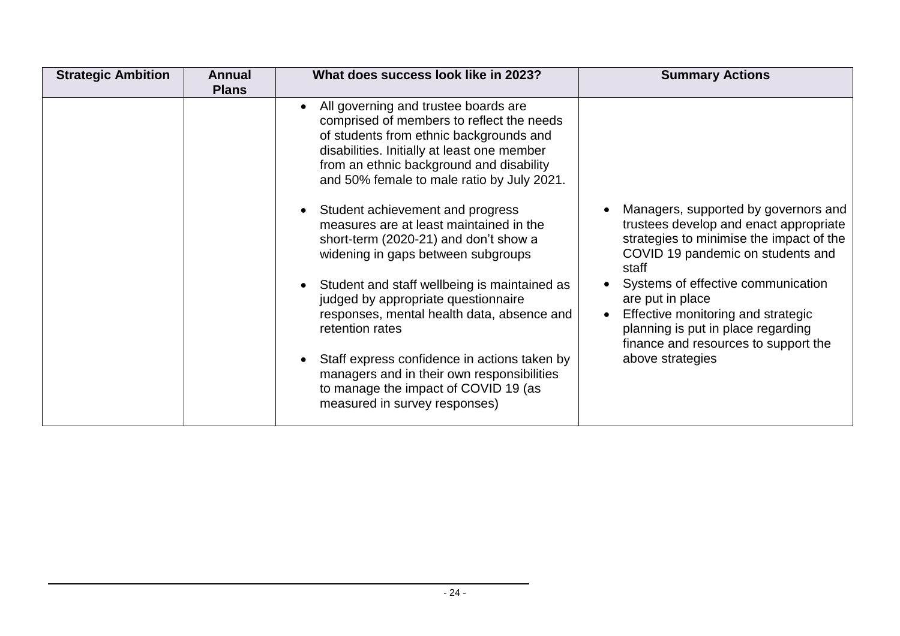| Strategic Ambition | Annual Plans | What does success look like in 2023? | Summary Actions |
|---|---|---|---|
| | | • All governing and trustee boards are comprised of members to reflect the needs of students from ethnic backgrounds and disabilities. Initially at least one member from an ethnic background and disability and 50% female to male ratio by July 2021.<br><br>• Student achievement and progress measures are at least maintained in the short-term (2020-21) and don't show a widening in gaps between subgroups<br><br>• Student and staff wellbeing is maintained as judged by appropriate questionnaire responses, mental health data, absence and retention rates<br><br>• Staff express confidence in actions taken by managers and in their own responsibilities to manage the impact of COVID 19 (as measured in survey responses) | • Managers, supported by governors and trustees develop and enact appropriate strategies to minimise the impact of the COVID 19 pandemic on students and staff<br>• Systems of effective communication are put in place<br>• Effective monitoring and strategic planning is put in place regarding finance and resources to support the above strategies |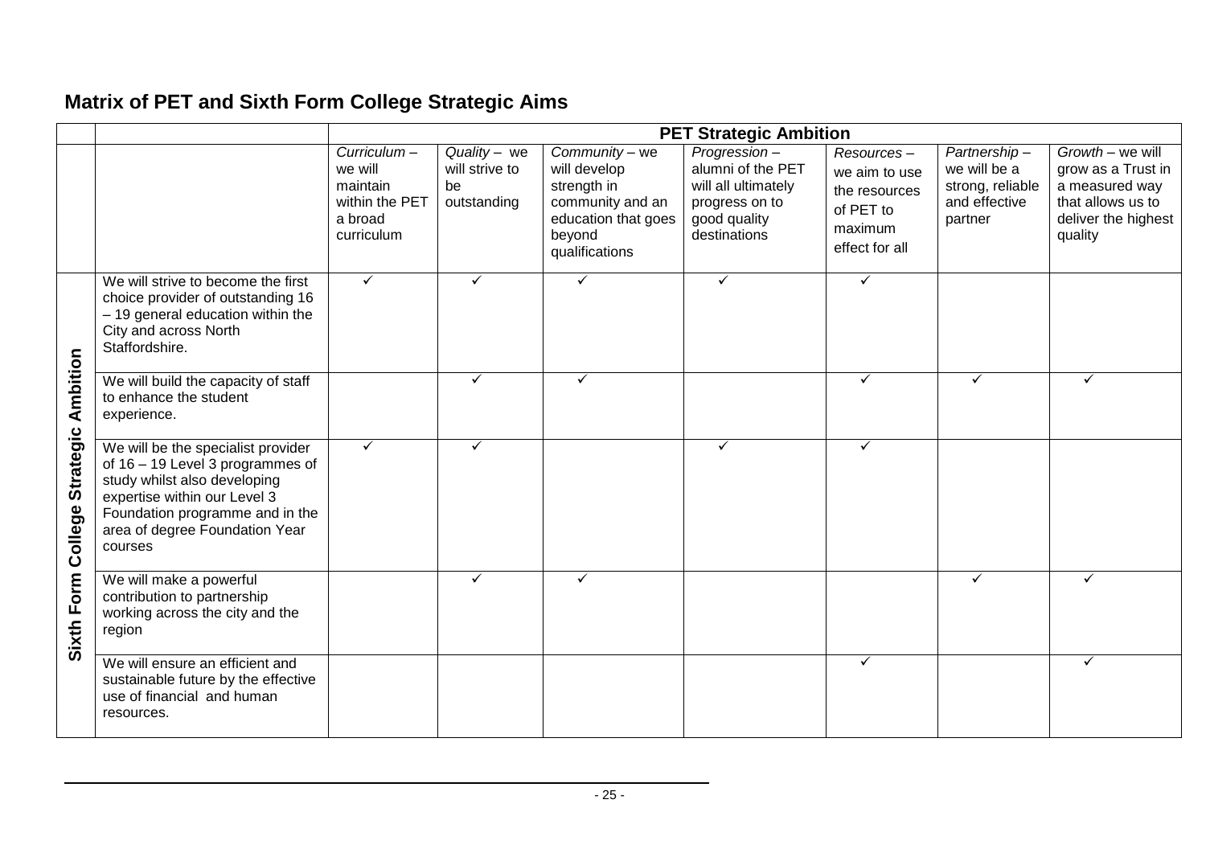## Matrix of PET and Sixth Form College Strategic Aims

| | | PET Strategic Ambition | | | | | | |
|---|---|---|---|---|---|---|---|---|
| | | *Curriculum* – we will maintain within the PET a broad curriculum | *Quality* – we will strive to be outstanding | *Community* – we will develop strength in community and an education that goes beyond qualifications | *Progression* – alumni of the PET will all ultimately progress on to good quality destinations | *Resources* – we aim to use the resources of PET to maximum effect for all | *Partnership* – we will be a strong, reliable and effective partner | *Growth* – we will grow as a Trust in a measured way that allows us to deliver the highest quality |
| **Sixth Form College Strategic Ambition** | We will strive to become the first choice provider of outstanding 16 – 19 general education within the City and across North Staffordshire. | ✓ | ✓ | ✓ | ✓ | ✓ | | |
| | We will build the capacity of staff to enhance the student experience. | | ✓ | ✓ | | ✓ | ✓ | ✓ |
| | We will be the specialist provider of 16 – 19 Level 3 programmes of study whilst also developing expertise within our Level 3 Foundation programme and in the area of degree Foundation Year courses | ✓ | ✓ | | ✓ | ✓ | | |
| | We will make a powerful contribution to partnership working across the city and the region | | ✓ | ✓ | | | ✓ | ✓ |
| | We will ensure an efficient and sustainable future by the effective use of financial and human resources. | | | | | ✓ | | ✓ |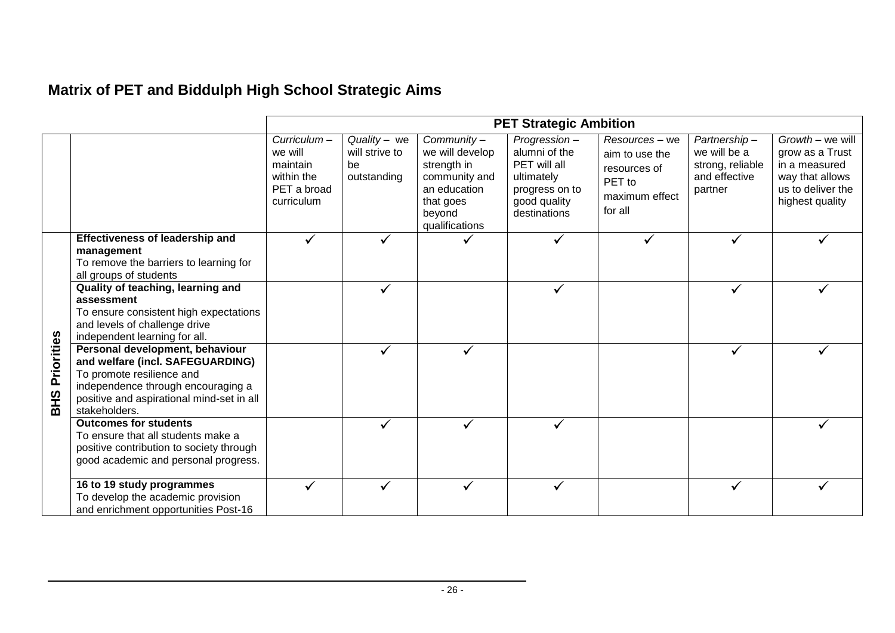## Matrix of PET and Biddulph High School Strategic Aims

| | | PET Strategic Ambition | | | | | | |
|---|---|---|---|---|---|---|---|---|
| | | *Curriculum* – we will maintain within the PET a broad curriculum | *Quality* – we will strive to be outstanding | *Community* – we will develop strength in community and an education that goes beyond qualifications | *Progression* – alumni of the PET will all ultimately progress on to good quality destinations | *Resources* – we aim to use the resources of PET to maximum effect for all | *Partnership* – we will be a strong, reliable and effective partner | *Growth* – we will grow as a Trust in a measured way that allows us to deliver the highest quality |
| **BHS Priorities** | **Effectiveness of leadership and management** To remove the barriers to learning for all groups of students | ✓ | ✓ | ✓ | ✓ | ✓ | ✓ | ✓ |
| | **Quality of teaching, learning and assessment** To ensure consistent high expectations and levels of challenge drive independent learning for all. | | ✓ | | ✓ | | ✓ | ✓ |
| | **Personal development, behaviour and welfare (incl. SAFEGUARDING)** To promote resilience and independence through encouraging a positive and aspirational mind-set in all stakeholders. | | ✓ | ✓ | | | ✓ | ✓ |
| | **Outcomes for students** To ensure that all students make a positive contribution to society through good academic and personal progress. | | ✓ | ✓ | ✓ | | | ✓ |
| | **16 to 19 study programmes** To develop the academic provision and enrichment opportunities Post-16 | ✓ | ✓ | ✓ | ✓ | | ✓ | ✓ |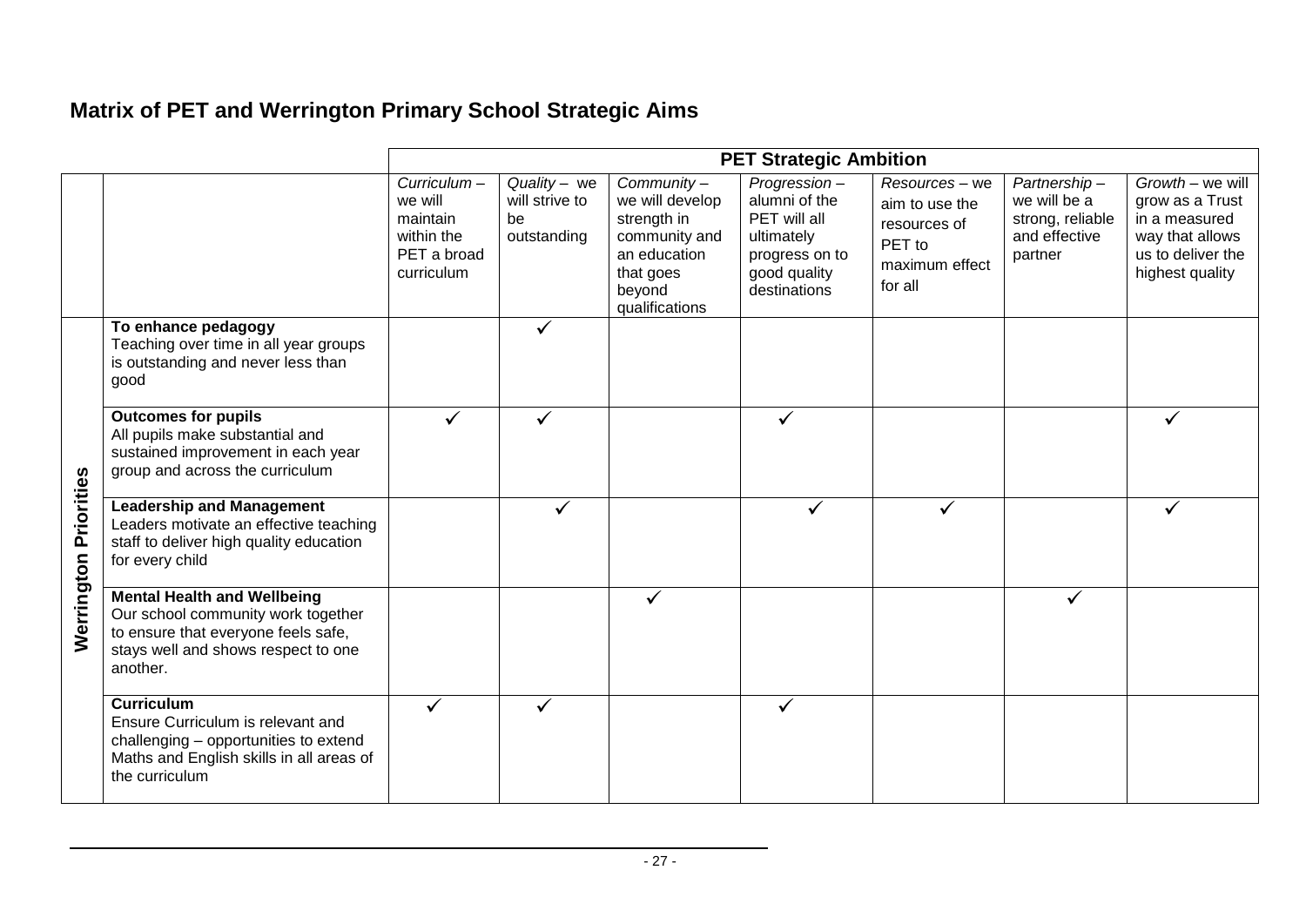## Matrix of PET and Werrington Primary School Strategic Aims

| | | PET Strategic Ambition | | | | | | |
|---|---|---|---|---|---|---|---|---|
| | | *Curriculum* – we will maintain within the PET a broad curriculum | *Quality* – we will strive to be outstanding | *Community* – we will develop strength in community and an education that goes beyond qualifications | *Progression* – alumni of the PET will all ultimately progress on to good quality destinations | *Resources* – we aim to use the resources of PET to maximum effect for all | *Partnership* – we will be a strong, reliable and effective partner | *Growth* – we will grow as a Trust in a measured way that allows us to deliver the highest quality |
| **Werrington Priorities** | **To enhance pedagogy** Teaching over time in all year groups is outstanding and never less than good | | ✓ | | | | | |
| | **Outcomes for pupils** All pupils make substantial and sustained improvement in each year group and across the curriculum | ✓ | ✓ | | ✓ | | | ✓ |
| | **Leadership and Management** Leaders motivate an effective teaching staff to deliver high quality education for every child | | ✓ | | ✓ | ✓ | | ✓ |
| | **Mental Health and Wellbeing** Our school community work together to ensure that everyone feels safe, stays well and shows respect to one another. | | | ✓ | | | ✓ | |
| | **Curriculum** Ensure Curriculum is relevant and challenging – opportunities to extend Maths and English skills in all areas of the curriculum | ✓ | ✓ | | ✓ | | | |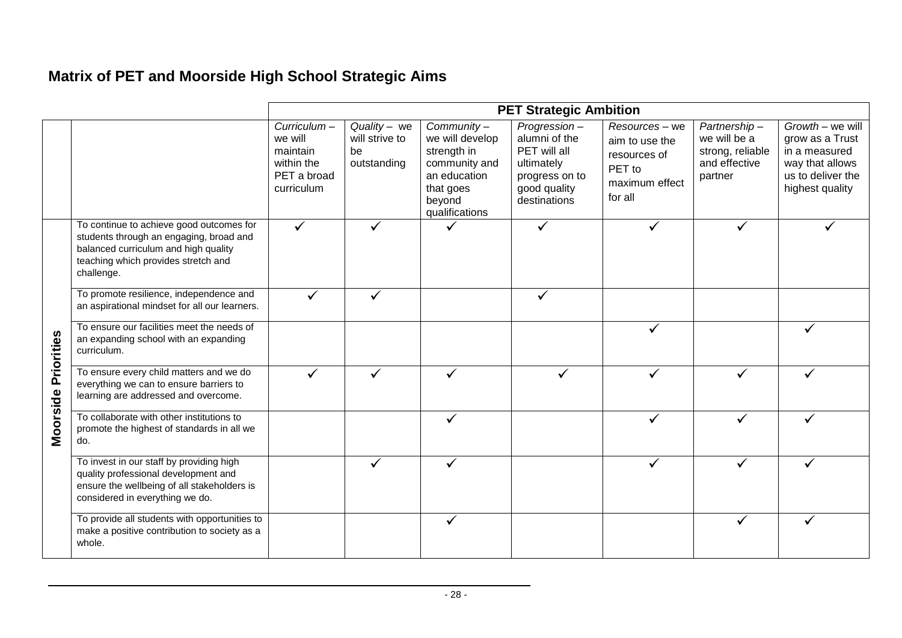## Matrix of PET and Moorside High School Strategic Aims

| | | PET Strategic Ambition | | | | | | |
|---|---|---|---|---|---|---|---|---|
| | | *Curriculum* – we will maintain within the PET a broad curriculum | *Quality* – we will strive to be outstanding | *Community* – we will develop strength in community and an education that goes beyond qualifications | *Progression* – alumni of the PET will all ultimately progress on to good quality destinations | *Resources* – we aim to use the resources of PET to maximum effect for all | *Partnership* – we will be a strong, reliable and effective partner | *Growth* – we will grow as a Trust in a measured way that allows us to deliver the highest quality |
| **Moorside Priorities** | To continue to achieve good outcomes for students through an engaging, broad and balanced curriculum and high quality teaching which provides stretch and challenge. | ✓ | ✓ | ✓ | ✓ | ✓ | ✓ | ✓ |
| | To promote resilience, independence and an aspirational mindset for all our learners. | ✓ | ✓ | | ✓ | | | |
| | To ensure our facilities meet the needs of an expanding school with an expanding curriculum. | | | | | ✓ | | ✓ |
| | To ensure every child matters and we do everything we can to ensure barriers to learning are addressed and overcome. | ✓ | ✓ | ✓ | ✓ | ✓ | ✓ | ✓ |
| | To collaborate with other institutions to promote the highest of standards in all we do. | | | ✓ | | ✓ | ✓ | ✓ |
| | To invest in our staff by providing high quality professional development and ensure the wellbeing of all stakeholders is considered in everything we do. | | ✓ | ✓ | | ✓ | ✓ | ✓ |
| | To provide all students with opportunities to make a positive contribution to society as a whole. | | | ✓ | | | ✓ | ✓ |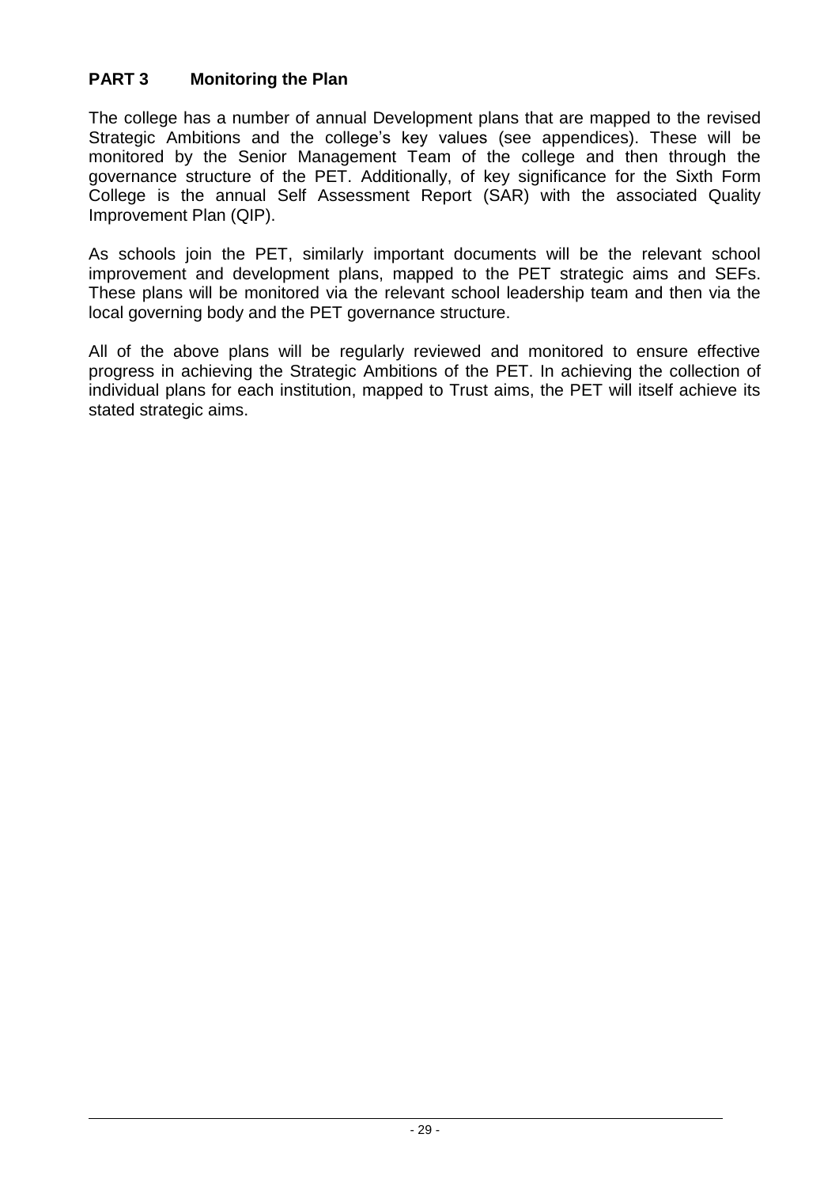## PART 3 Monitoring the Plan

The college has a number of annual Development plans that are mapped to the revised Strategic Ambitions and the college's key values (see appendices). These will be monitored by the Senior Management Team of the college and then through the governance structure of the PET. Additionally, of key significance for the Sixth Form College is the annual Self Assessment Report (SAR) with the associated Quality Improvement Plan (QIP).

As schools join the PET, similarly important documents will be the relevant school improvement and development plans, mapped to the PET strategic aims and SEFs. These plans will be monitored via the relevant school leadership team and then via the local governing body and the PET governance structure.

All of the above plans will be regularly reviewed and monitored to ensure effective progress in achieving the Strategic Ambitions of the PET. In achieving the collection of individual plans for each institution, mapped to Trust aims, the PET will itself achieve its stated strategic aims.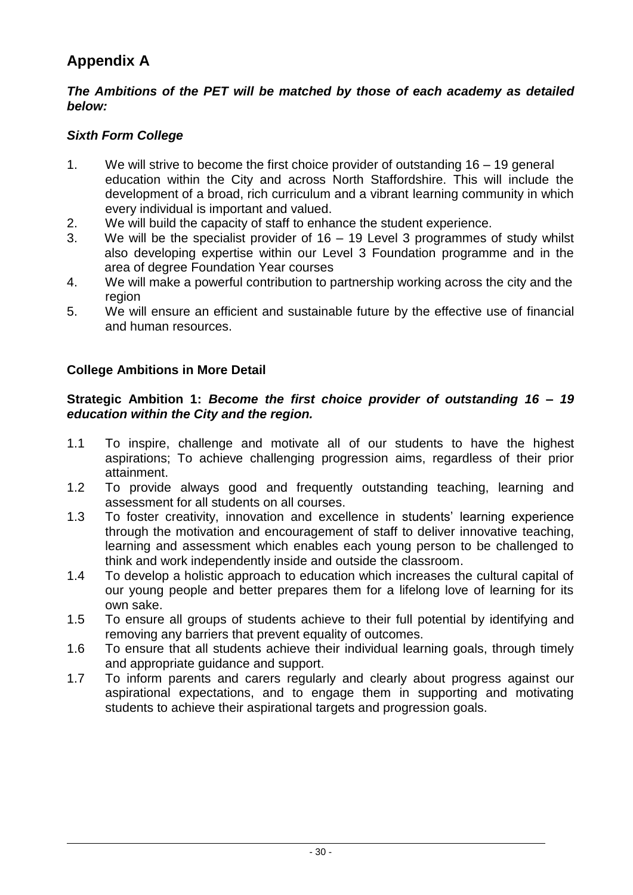## Appendix A

***The Ambitions of the PET will be matched by those of each academy as detailed below:***

### *Sixth Form College*

1. We will strive to become the first choice provider of outstanding 16 – 19 general education within the City and across North Staffordshire. This will include the development of a broad, rich curriculum and a vibrant learning community in which every individual is important and valued.
2. We will build the capacity of staff to enhance the student experience.
3. We will be the specialist provider of 16 – 19 Level 3 programmes of study whilst also developing expertise within our Level 3 Foundation programme and in the area of degree Foundation Year courses
4. We will make a powerful contribution to partnership working across the city and the region
5. We will ensure an efficient and sustainable future by the effective use of financial and human resources.

### College Ambitions in More Detail

**Strategic Ambition 1:** ***Become the first choice provider of outstanding 16 – 19 education within the City and the region.***

1.1 To inspire, challenge and motivate all of our students to have the highest aspirations; To achieve challenging progression aims, regardless of their prior attainment.

1.2 To provide always good and frequently outstanding teaching, learning and assessment for all students on all courses.

1.3 To foster creativity, innovation and excellence in students' learning experience through the motivation and encouragement of staff to deliver innovative teaching, learning and assessment which enables each young person to be challenged to think and work independently inside and outside the classroom.

1.4 To develop a holistic approach to education which increases the cultural capital of our young people and better prepares them for a lifelong love of learning for its own sake.

1.5 To ensure all groups of students achieve to their full potential by identifying and removing any barriers that prevent equality of outcomes.

1.6 To ensure that all students achieve their individual learning goals, through timely and appropriate guidance and support.

1.7 To inform parents and carers regularly and clearly about progress against our aspirational expectations, and to engage them in supporting and motivating students to achieve their aspirational targets and progression goals.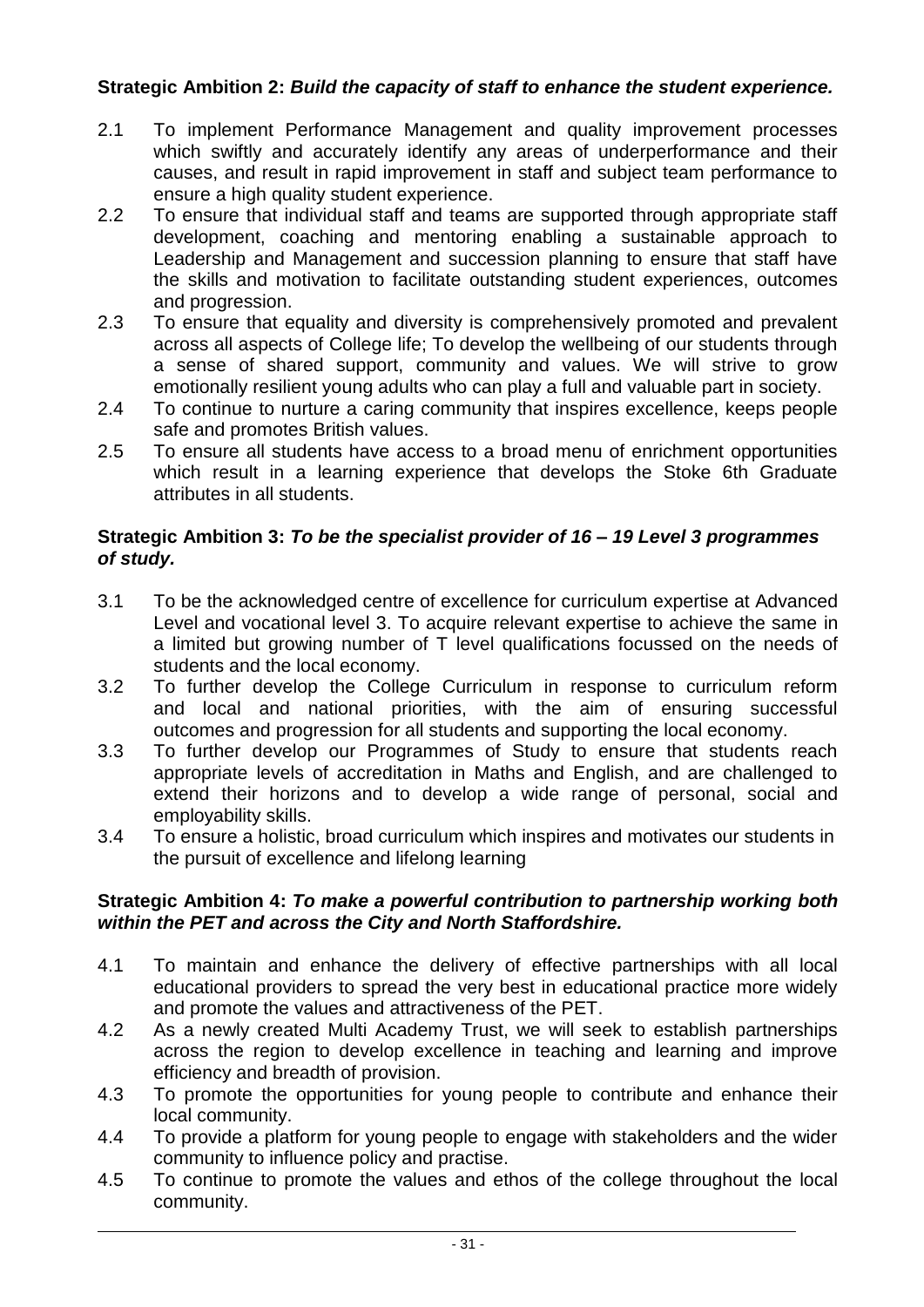**Strategic Ambition 2:** ***Build the capacity of staff to enhance the student experience.***

2.1 To implement Performance Management and quality improvement processes which swiftly and accurately identify any areas of underperformance and their causes, and result in rapid improvement in staff and subject team performance to ensure a high quality student experience.

2.2 To ensure that individual staff and teams are supported through appropriate staff development, coaching and mentoring enabling a sustainable approach to Leadership and Management and succession planning to ensure that staff have the skills and motivation to facilitate outstanding student experiences, outcomes and progression.

2.3 To ensure that equality and diversity is comprehensively promoted and prevalent across all aspects of College life; To develop the wellbeing of our students through a sense of shared support, community and values. We will strive to grow emotionally resilient young adults who can play a full and valuable part in society.

2.4 To continue to nurture a caring community that inspires excellence, keeps people safe and promotes British values.

2.5 To ensure all students have access to a broad menu of enrichment opportunities which result in a learning experience that develops the Stoke 6th Graduate attributes in all students.

**Strategic Ambition 3:** ***To be the specialist provider of 16 – 19 Level 3 programmes of study.***

3.1 To be the acknowledged centre of excellence for curriculum expertise at Advanced Level and vocational level 3. To acquire relevant expertise to achieve the same in a limited but growing number of T level qualifications focussed on the needs of students and the local economy.

3.2 To further develop the College Curriculum in response to curriculum reform and local and national priorities, with the aim of ensuring successful outcomes and progression for all students and supporting the local economy.

3.3 To further develop our Programmes of Study to ensure that students reach appropriate levels of accreditation in Maths and English, and are challenged to extend their horizons and to develop a wide range of personal, social and employability skills.

3.4 To ensure a holistic, broad curriculum which inspires and motivates our students in the pursuit of excellence and lifelong learning

**Strategic Ambition 4:** ***To make a powerful contribution to partnership working both within the PET and across the City and North Staffordshire.***

4.1 To maintain and enhance the delivery of effective partnerships with all local educational providers to spread the very best in educational practice more widely and promote the values and attractiveness of the PET.

4.2 As a newly created Multi Academy Trust, we will seek to establish partnerships across the region to develop excellence in teaching and learning and improve efficiency and breadth of provision.

4.3 To promote the opportunities for young people to contribute and enhance their local community.

4.4 To provide a platform for young people to engage with stakeholders and the wider community to influence policy and practise.

4.5 To continue to promote the values and ethos of the college throughout the local community.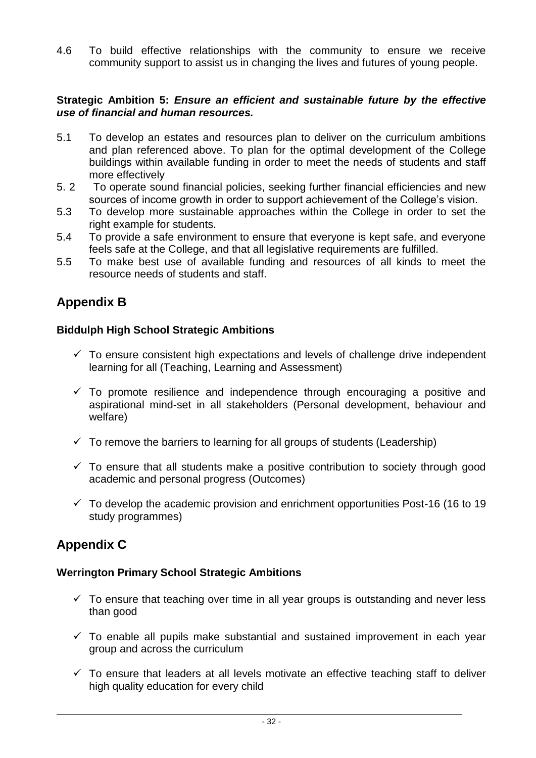4.6 To build effective relationships with the community to ensure we receive community support to assist us in changing the lives and futures of young people.

**Strategic Ambition 5:** ***Ensure an efficient and sustainable future by the effective use of financial and human resources.***

5.1 To develop an estates and resources plan to deliver on the curriculum ambitions and plan referenced above. To plan for the optimal development of the College buildings within available funding in order to meet the needs of students and staff more effectively

5. 2 To operate sound financial policies, seeking further financial efficiencies and new sources of income growth in order to support achievement of the College's vision.

5.3 To develop more sustainable approaches within the College in order to set the right example for students.

5.4 To provide a safe environment to ensure that everyone is kept safe, and everyone feels safe at the College, and that all legislative requirements are fulfilled.

5.5 To make best use of available funding and resources of all kinds to meet the resource needs of students and staff.

## Appendix B

### Biddulph High School Strategic Ambitions

- ✓ To ensure consistent high expectations and levels of challenge drive independent learning for all (Teaching, Learning and Assessment)
- ✓ To promote resilience and independence through encouraging a positive and aspirational mind-set in all stakeholders (Personal development, behaviour and welfare)
- ✓ To remove the barriers to learning for all groups of students (Leadership)
- ✓ To ensure that all students make a positive contribution to society through good academic and personal progress (Outcomes)
- ✓ To develop the academic provision and enrichment opportunities Post-16 (16 to 19 study programmes)

## Appendix C

### Werrington Primary School Strategic Ambitions

- ✓ To ensure that teaching over time in all year groups is outstanding and never less than good
- ✓ To enable all pupils make substantial and sustained improvement in each year group and across the curriculum
- ✓ To ensure that leaders at all levels motivate an effective teaching staff to deliver high quality education for every child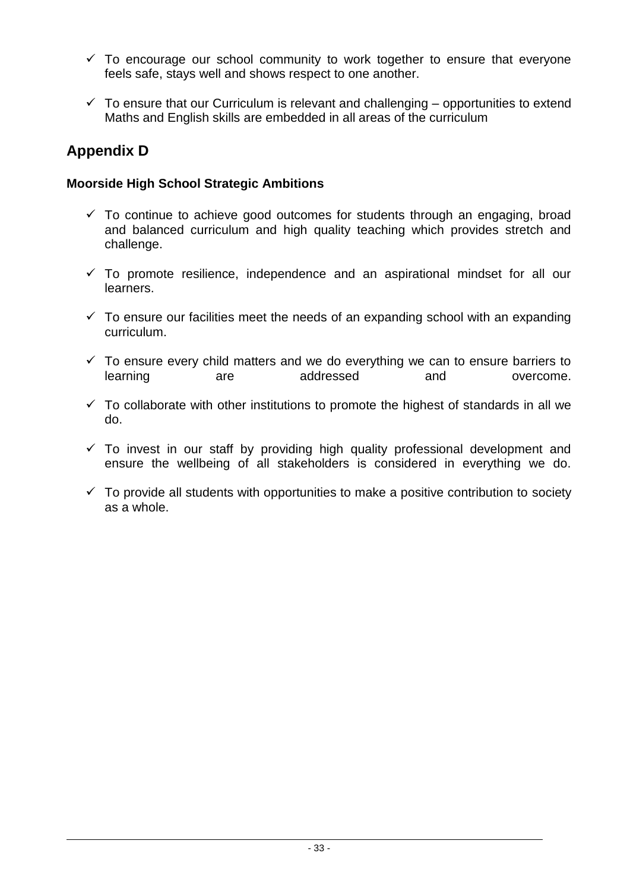- ✓ To encourage our school community to work together to ensure that everyone feels safe, stays well and shows respect to one another.
- ✓ To ensure that our Curriculum is relevant and challenging – opportunities to extend Maths and English skills are embedded in all areas of the curriculum

## Appendix D

**Moorside High School Strategic Ambitions**

- ✓ To continue to achieve good outcomes for students through an engaging, broad and balanced curriculum and high quality teaching which provides stretch and challenge.
- ✓ To promote resilience, independence and an aspirational mindset for all our learners.
- ✓ To ensure our facilities meet the needs of an expanding school with an expanding curriculum.
- ✓ To ensure every child matters and we do everything we can to ensure barriers to learning are addressed and overcome.
- ✓ To collaborate with other institutions to promote the highest of standards in all we do.
- ✓ To invest in our staff by providing high quality professional development and ensure the wellbeing of all stakeholders is considered in everything we do.
- ✓ To provide all students with opportunities to make a positive contribution to society as a whole.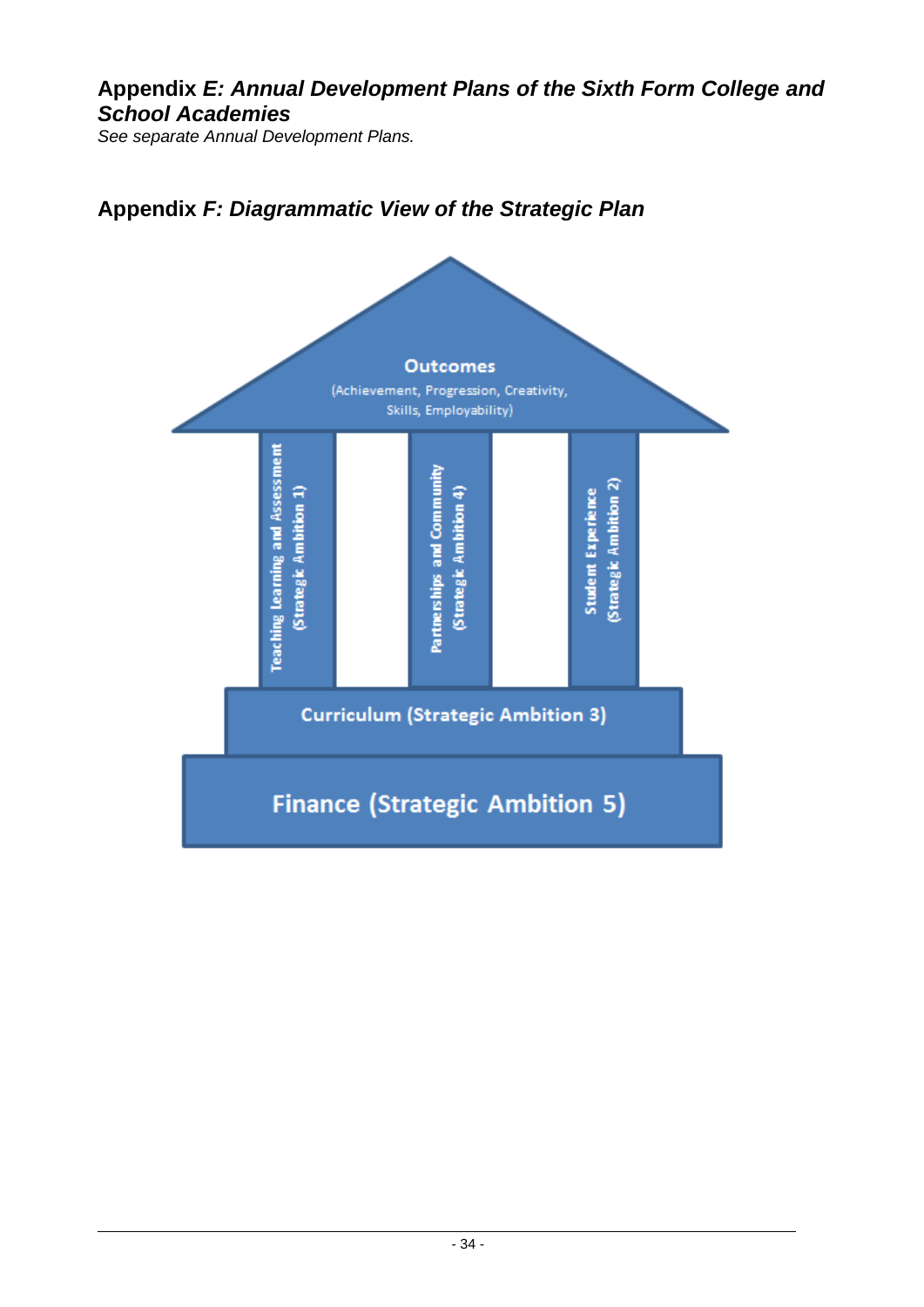## Appendix *E: Annual Development Plans of the Sixth Form College and School Academies*

*See separate Annual Development Plans.*

## Appendix *F: Diagrammatic View of the Strategic Plan*

**Outcomes**
(Achievement, Progression, Creativity, Skills, Employability)

Teaching Learning and Assessment (Strategic Ambition 1)

Partnerships and Community (Strategic Ambition 4)

Student Experience (Strategic Ambition 2)

Curriculum (Strategic Ambition 3)

Finance (Strategic Ambition 5)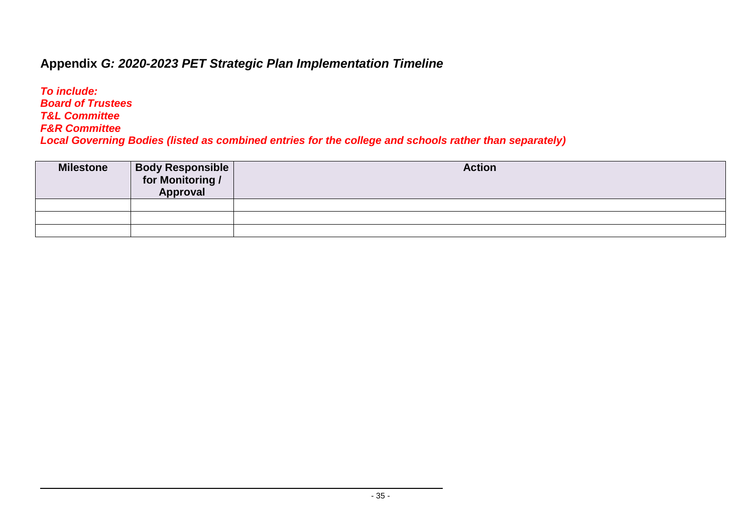## Appendix G*: 2020-2023 PET Strategic Plan Implementation Timeline*

***To include:***
***Board of Trustees***
***T&L Committee***
***F&R Committee***
***Local Governing Bodies (listed as combined entries for the college and schools rather than separately)***

| Milestone | Body Responsible for Monitoring / Approval | Action |
|---|---|---|
| | | |
| | | |
| | | |